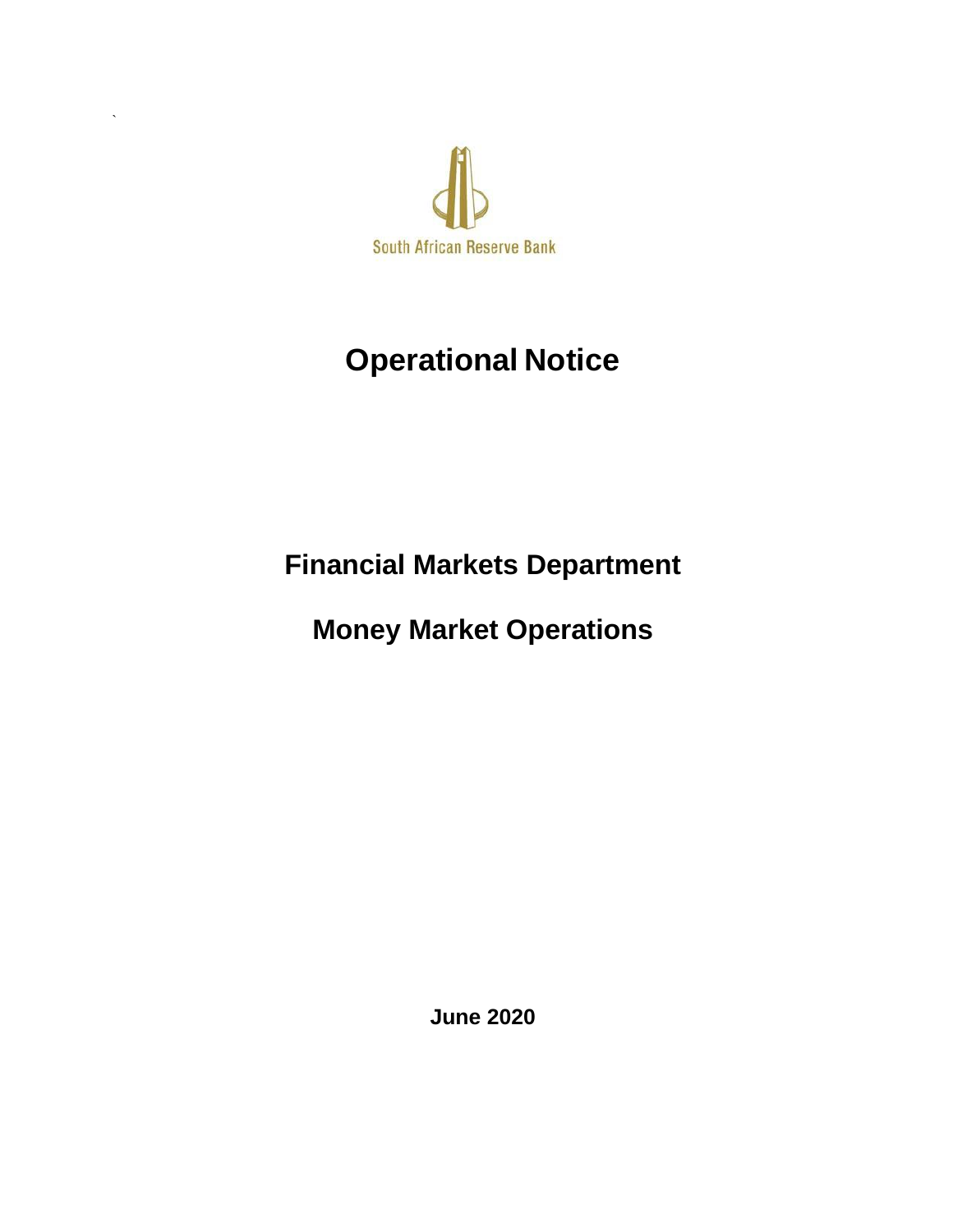South African Reserve Bank

# Operational Notice

## Financial Markets Department

## Money Market Operations

**June 2020**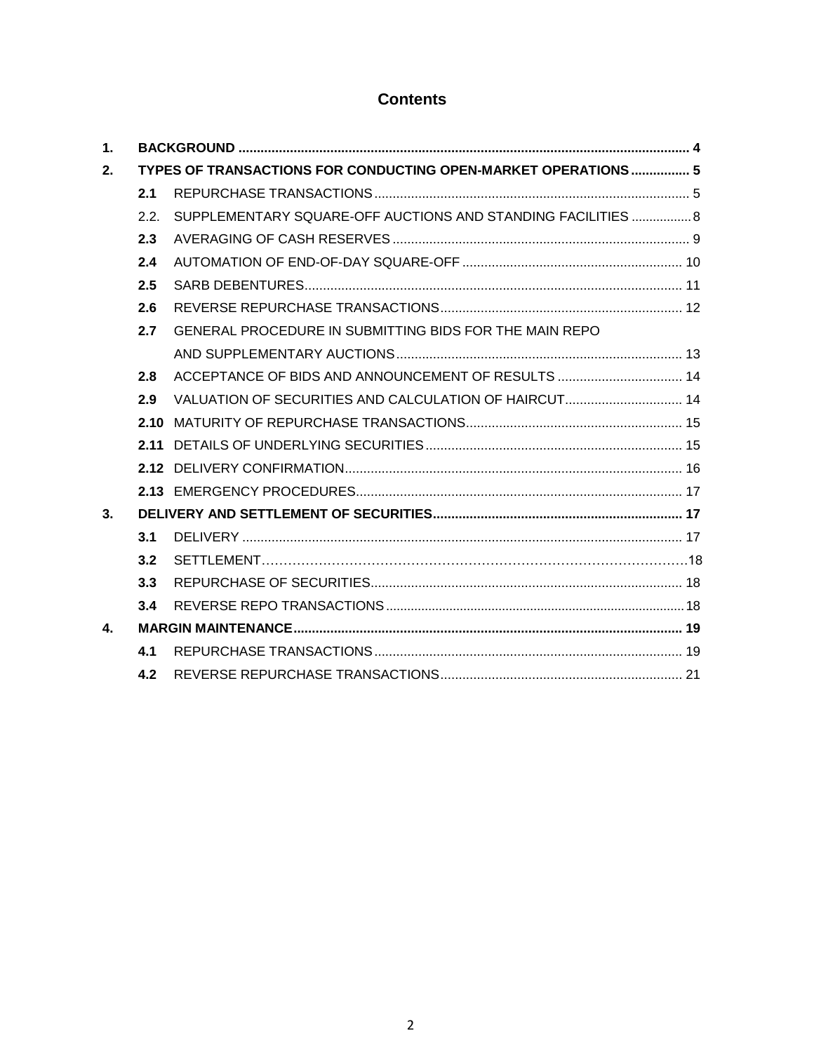# Contents

| | | | |
|---|---|---|---|
| **1.** | **BACKGROUND** | | **4** |
| **2.** | **TYPES OF TRANSACTIONS FOR CONDUCTING OPEN-MARKET OPERATIONS** | | **5** |
| | **2.1** | REPURCHASE TRANSACTIONS | 5 |
| | 2.2. | SUPPLEMENTARY SQUARE-OFF AUCTIONS AND STANDING FACILITIES | 8 |
| | **2.3** | AVERAGING OF CASH RESERVES | 9 |
| | **2.4** | AUTOMATION OF END-OF-DAY SQUARE-OFF | 10 |
| | **2.5** | SARB DEBENTURES | 11 |
| | **2.6** | REVERSE REPURCHASE TRANSACTIONS | 12 |
| | **2.7** | GENERAL PROCEDURE IN SUBMITTING BIDS FOR THE MAIN REPO AND SUPPLEMENTARY AUCTIONS | 13 |
| | **2.8** | ACCEPTANCE OF BIDS AND ANNOUNCEMENT OF RESULTS | 14 |
| | **2.9** | VALUATION OF SECURITIES AND CALCULATION OF HAIRCUT | 14 |
| | **2.10** | MATURITY OF REPURCHASE TRANSACTIONS | 15 |
| | **2.11** | DETAILS OF UNDERLYING SECURITIES | 15 |
| | **2.12** | DELIVERY CONFIRMATION | 16 |
| | **2.13** | EMERGENCY PROCEDURES | 17 |
| **3.** | **DELIVERY AND SETTLEMENT OF SECURITIES** | | **17** |
| | **3.1** | DELIVERY | 17 |
| | **3.2** | SETTLEMENT | 18 |
| | **3.3** | REPURCHASE OF SECURITIES | 18 |
| | **3.4** | REVERSE REPO TRANSACTIONS | 18 |
| **4.** | **MARGIN MAINTENANCE** | | **19** |
| | **4.1** | REPURCHASE TRANSACTIONS | 19 |
| | **4.2** | REVERSE REPURCHASE TRANSACTIONS | 21 |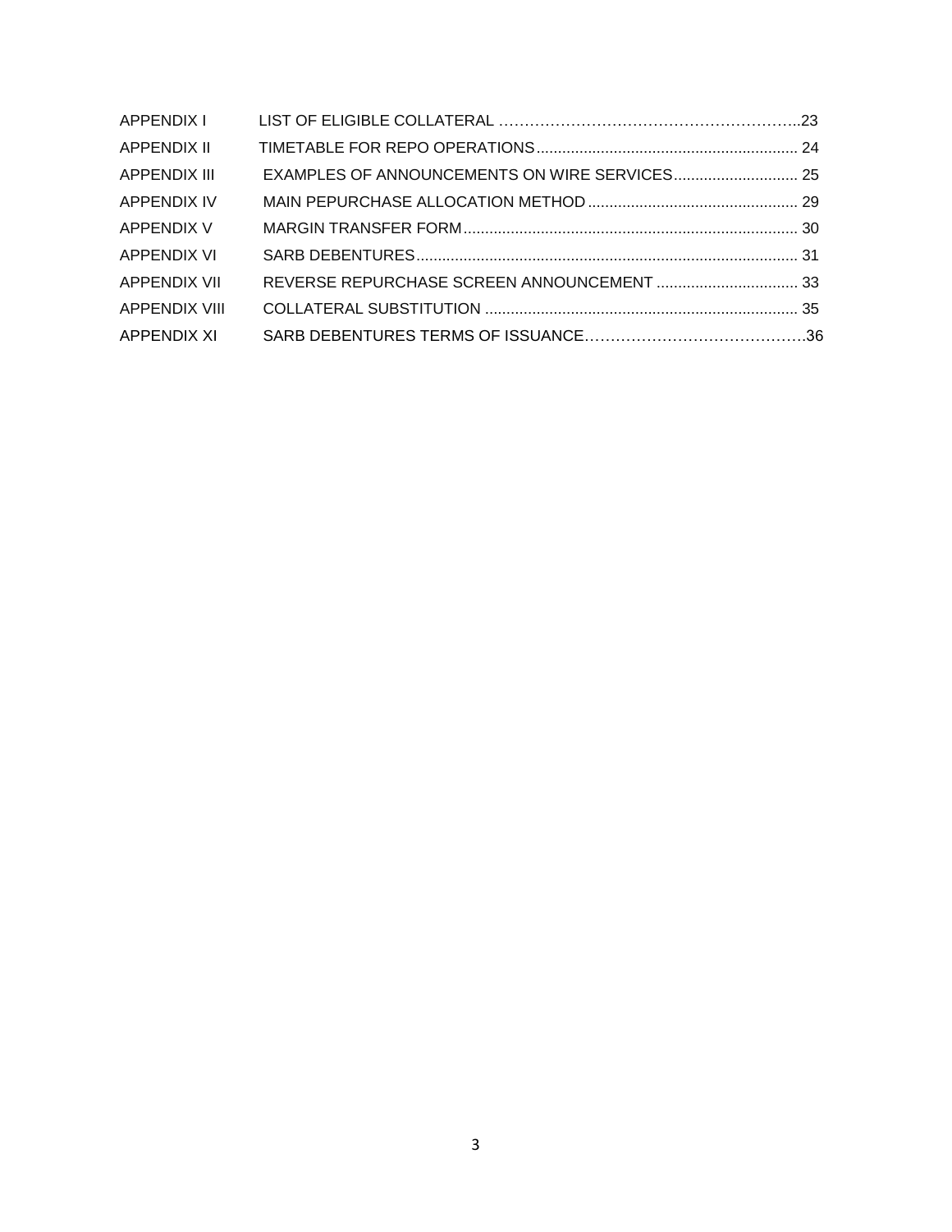| | | |
|---|---|---|
| APPENDIX I | LIST OF ELIGIBLE COLLATERAL | 23 |
| APPENDIX II | TIMETABLE FOR REPO OPERATIONS | 24 |
| APPENDIX III | EXAMPLES OF ANNOUNCEMENTS ON WIRE SERVICES | 25 |
| APPENDIX IV | MAIN PEPURCHASE ALLOCATION METHOD | 29 |
| APPENDIX V | MARGIN TRANSFER FORM | 30 |
| APPENDIX VI | SARB DEBENTURES | 31 |
| APPENDIX VII | REVERSE REPURCHASE SCREEN ANNOUNCEMENT | 33 |
| APPENDIX VIII | COLLATERAL SUBSTITUTION | 35 |
| APPENDIX XI | SARB DEBENTURES TERMS OF ISSUANCE | 36 |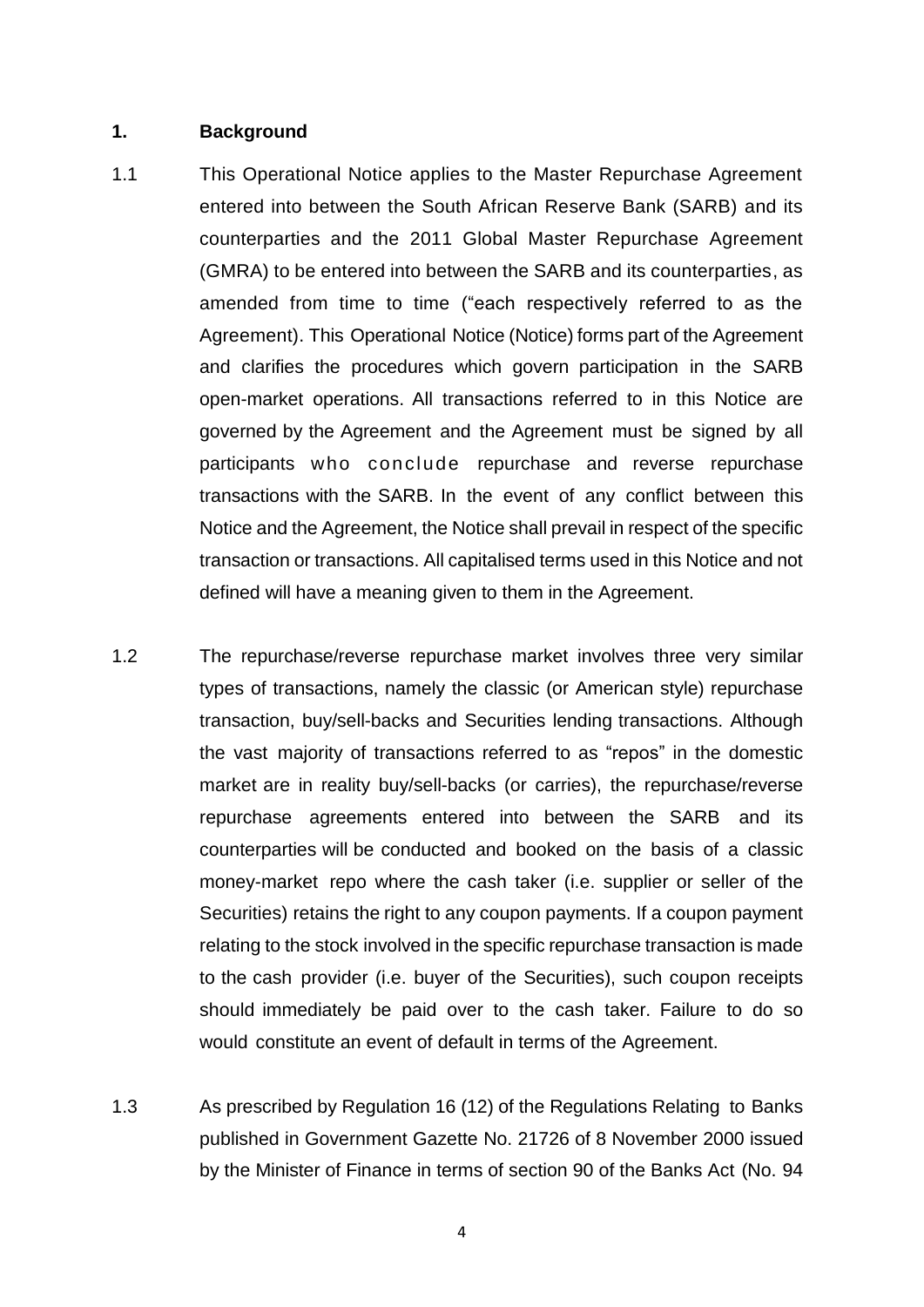## 1. Background

1.1 This Operational Notice applies to the Master Repurchase Agreement entered into between the South African Reserve Bank (SARB) and its counterparties and the 2011 Global Master Repurchase Agreement (GMRA) to be entered into between the SARB and its counterparties, as amended from time to time ("each respectively referred to as the Agreement). This Operational Notice (Notice) forms part of the Agreement and clarifies the procedures which govern participation in the SARB open-market operations. All transactions referred to in this Notice are governed by the Agreement and the Agreement must be signed by all participants who conclude repurchase and reverse repurchase transactions with the SARB. In the event of any conflict between this Notice and the Agreement, the Notice shall prevail in respect of the specific transaction or transactions. All capitalised terms used in this Notice and not defined will have a meaning given to them in the Agreement.

1.2 The repurchase/reverse repurchase market involves three very similar types of transactions, namely the classic (or American style) repurchase transaction, buy/sell-backs and Securities lending transactions. Although the vast majority of transactions referred to as "repos" in the domestic market are in reality buy/sell-backs (or carries), the repurchase/reverse repurchase agreements entered into between the SARB and its counterparties will be conducted and booked on the basis of a classic money-market repo where the cash taker (i.e. supplier or seller of the Securities) retains the right to any coupon payments. If a coupon payment relating to the stock involved in the specific repurchase transaction is made to the cash provider (i.e. buyer of the Securities), such coupon receipts should immediately be paid over to the cash taker. Failure to do so would constitute an event of default in terms of the Agreement.

1.3 As prescribed by Regulation 16 (12) of the Regulations Relating to Banks published in Government Gazette No. 21726 of 8 November 2000 issued by the Minister of Finance in terms of section 90 of the Banks Act (No. 94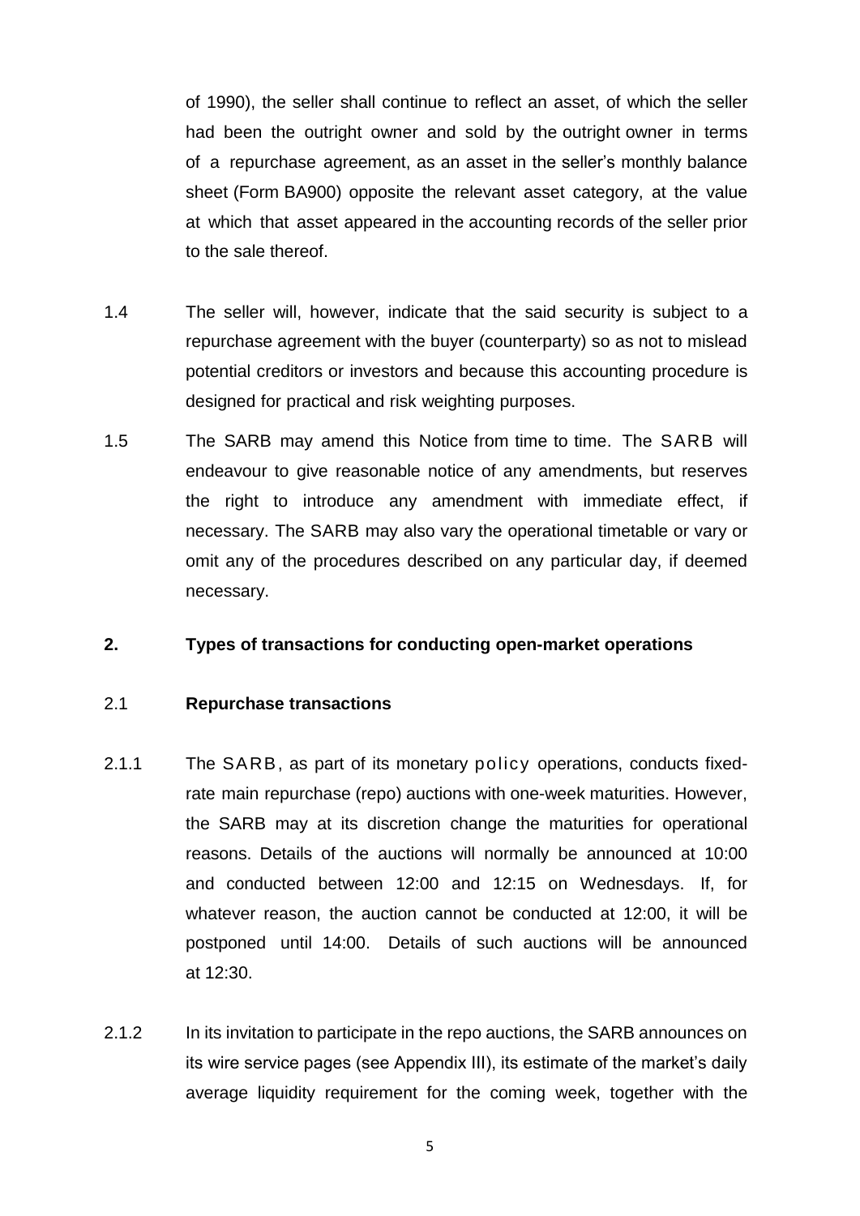of 1990), the seller shall continue to reflect an asset, of which the seller had been the outright owner and sold by the outright owner in terms of a repurchase agreement, as an asset in the seller's monthly balance sheet (Form BA900) opposite the relevant asset category, at the value at which that asset appeared in the accounting records of the seller prior to the sale thereof.

1.4 The seller will, however, indicate that the said security is subject to a repurchase agreement with the buyer (counterparty) so as not to mislead potential creditors or investors and because this accounting procedure is designed for practical and risk weighting purposes.

1.5 The SARB may amend this Notice from time to time. The SARB will endeavour to give reasonable notice of any amendments, but reserves the right to introduce any amendment with immediate effect, if necessary. The SARB may also vary the operational timetable or vary or omit any of the procedures described on any particular day, if deemed necessary.

## 2. Types of transactions for conducting open-market operations

### 2.1 Repurchase transactions

2.1.1 The SARB, as part of its monetary policy operations, conducts fixed-rate main repurchase (repo) auctions with one-week maturities. However, the SARB may at its discretion change the maturities for operational reasons. Details of the auctions will normally be announced at 10:00 and conducted between 12:00 and 12:15 on Wednesdays. If, for whatever reason, the auction cannot be conducted at 12:00, it will be postponed until 14:00. Details of such auctions will be announced at 12:30.

2.1.2 In its invitation to participate in the repo auctions, the SARB announces on its wire service pages (see Appendix III), its estimate of the market's daily average liquidity requirement for the coming week, together with the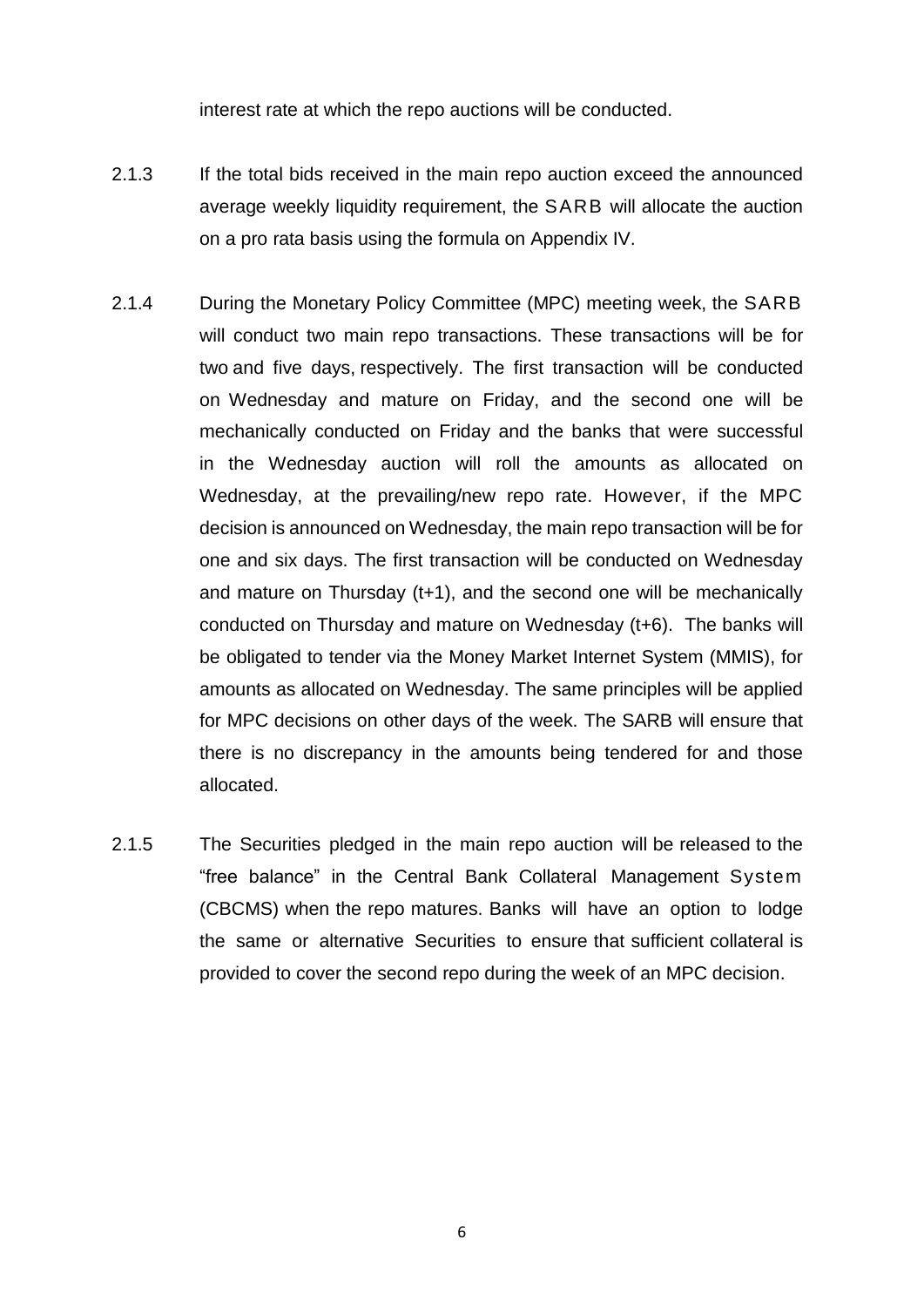interest rate at which the repo auctions will be conducted.

2.1.3 If the total bids received in the main repo auction exceed the announced average weekly liquidity requirement, the SARB will allocate the auction on a pro rata basis using the formula on Appendix IV.

2.1.4 During the Monetary Policy Committee (MPC) meeting week, the SARB will conduct two main repo transactions. These transactions will be for two and five days, respectively. The first transaction will be conducted on Wednesday and mature on Friday, and the second one will be mechanically conducted on Friday and the banks that were successful in the Wednesday auction will roll the amounts as allocated on Wednesday, at the prevailing/new repo rate. However, if the MPC decision is announced on Wednesday, the main repo transaction will be for one and six days. The first transaction will be conducted on Wednesday and mature on Thursday (t+1), and the second one will be mechanically conducted on Thursday and mature on Wednesday (t+6). The banks will be obligated to tender via the Money Market Internet System (MMIS), for amounts as allocated on Wednesday. The same principles will be applied for MPC decisions on other days of the week. The SARB will ensure that there is no discrepancy in the amounts being tendered for and those allocated.

2.1.5 The Securities pledged in the main repo auction will be released to the "free balance" in the Central Bank Collateral Management System (CBCMS) when the repo matures. Banks will have an option to lodge the same or alternative Securities to ensure that sufficient collateral is provided to cover the second repo during the week of an MPC decision.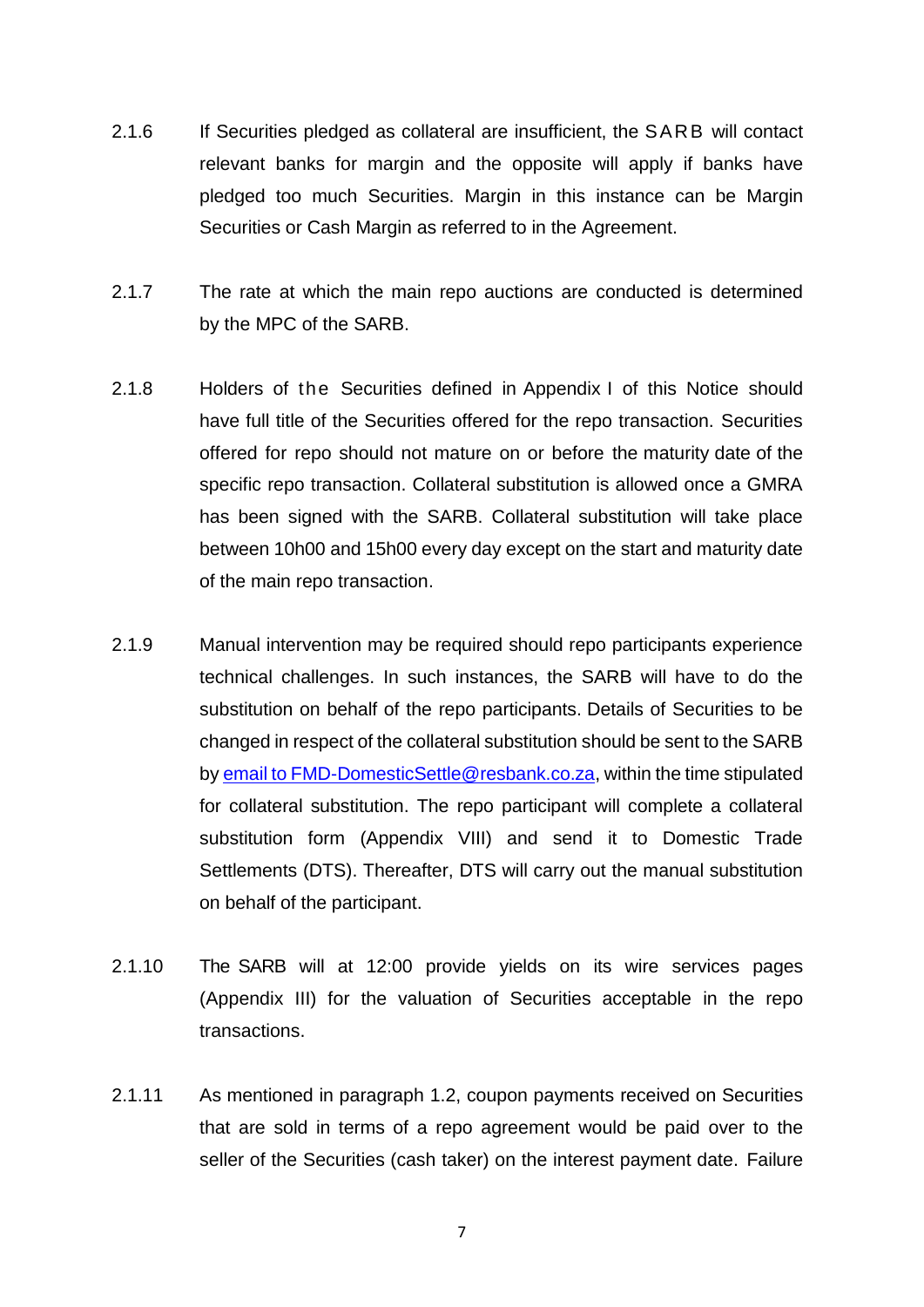2.1.6 If Securities pledged as collateral are insufficient, the SARB will contact relevant banks for margin and the opposite will apply if banks have pledged too much Securities. Margin in this instance can be Margin Securities or Cash Margin as referred to in the Agreement.

2.1.7 The rate at which the main repo auctions are conducted is determined by the MPC of the SARB.

2.1.8 Holders of the Securities defined in Appendix I of this Notice should have full title of the Securities offered for the repo transaction. Securities offered for repo should not mature on or before the maturity date of the specific repo transaction. Collateral substitution is allowed once a GMRA has been signed with the SARB. Collateral substitution will take place between 10h00 and 15h00 every day except on the start and maturity date of the main repo transaction.

2.1.9 Manual intervention may be required should repo participants experience technical challenges. In such instances, the SARB will have to do the substitution on behalf of the repo participants. Details of Securities to be changed in respect of the collateral substitution should be sent to the SARB by [email to FMD-DomesticSettle@resbank.co.za](mailto:FMD-DomesticSettle@resbank.co.za), within the time stipulated for collateral substitution. The repo participant will complete a collateral substitution form (Appendix VIII) and send it to Domestic Trade Settlements (DTS). Thereafter, DTS will carry out the manual substitution on behalf of the participant.

2.1.10 The SARB will at 12:00 provide yields on its wire services pages (Appendix III) for the valuation of Securities acceptable in the repo transactions.

2.1.11 As mentioned in paragraph 1.2, coupon payments received on Securities that are sold in terms of a repo agreement would be paid over to the seller of the Securities (cash taker) on the interest payment date. Failure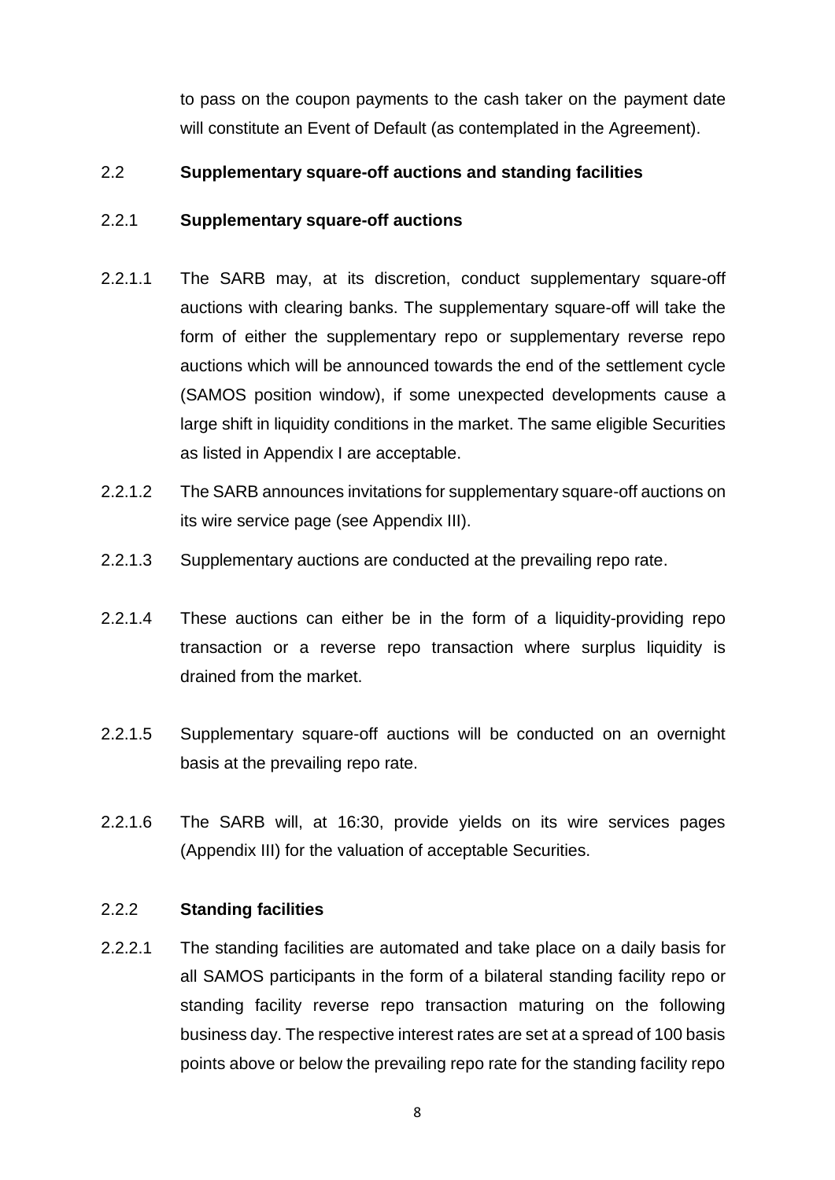to pass on the coupon payments to the cash taker on the payment date will constitute an Event of Default (as contemplated in the Agreement).

## 2.2 Supplementary square-off auctions and standing facilities

### 2.2.1 Supplementary square-off auctions

2.2.1.1 The SARB may, at its discretion, conduct supplementary square-off auctions with clearing banks. The supplementary square-off will take the form of either the supplementary repo or supplementary reverse repo auctions which will be announced towards the end of the settlement cycle (SAMOS position window), if some unexpected developments cause a large shift in liquidity conditions in the market. The same eligible Securities as listed in Appendix I are acceptable.

2.2.1.2 The SARB announces invitations for supplementary square-off auctions on its wire service page (see Appendix III).

2.2.1.3 Supplementary auctions are conducted at the prevailing repo rate.

2.2.1.4 These auctions can either be in the form of a liquidity-providing repo transaction or a reverse repo transaction where surplus liquidity is drained from the market.

2.2.1.5 Supplementary square-off auctions will be conducted on an overnight basis at the prevailing repo rate.

2.2.1.6 The SARB will, at 16:30, provide yields on its wire services pages (Appendix III) for the valuation of acceptable Securities.

### 2.2.2 Standing facilities

2.2.2.1 The standing facilities are automated and take place on a daily basis for all SAMOS participants in the form of a bilateral standing facility repo or standing facility reverse repo transaction maturing on the following business day. The respective interest rates are set at a spread of 100 basis points above or below the prevailing repo rate for the standing facility repo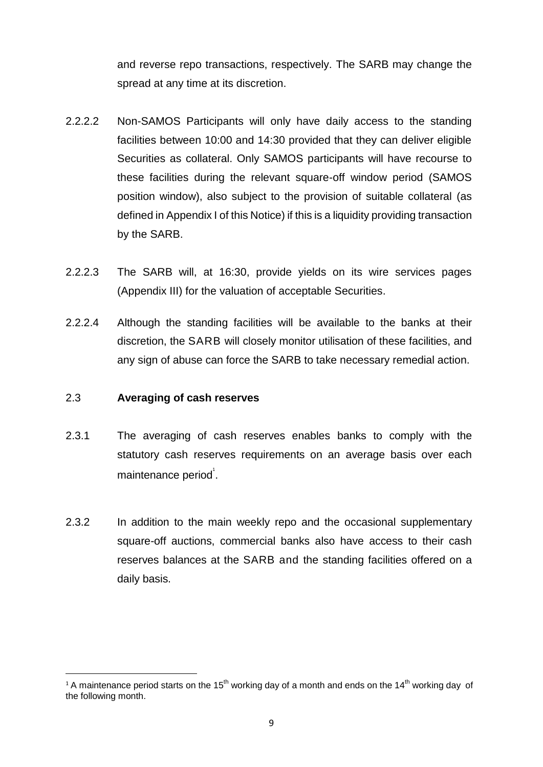and reverse repo transactions, respectively. The SARB may change the spread at any time at its discretion.

2.2.2.2 Non-SAMOS Participants will only have daily access to the standing facilities between 10:00 and 14:30 provided that they can deliver eligible Securities as collateral. Only SAMOS participants will have recourse to these facilities during the relevant square-off window period (SAMOS position window), also subject to the provision of suitable collateral (as defined in Appendix I of this Notice) if this is a liquidity providing transaction by the SARB.

2.2.2.3 The SARB will, at 16:30, provide yields on its wire services pages (Appendix III) for the valuation of acceptable Securities.

2.2.2.4 Although the standing facilities will be available to the banks at their discretion, the SARB will closely monitor utilisation of these facilities, and any sign of abuse can force the SARB to take necessary remedial action.

## 2.3 **Averaging of cash reserves**

2.3.1 The averaging of cash reserves enables banks to comply with the statutory cash reserves requirements on an average basis over each maintenance period[1].

2.3.2 In addition to the main weekly repo and the occasional supplementary square-off auctions, commercial banks also have access to their cash reserves balances at the SARB and the standing facilities offered on a daily basis.

---

[1] A maintenance period starts on the 15th working day of a month and ends on the 14th working day of the following month.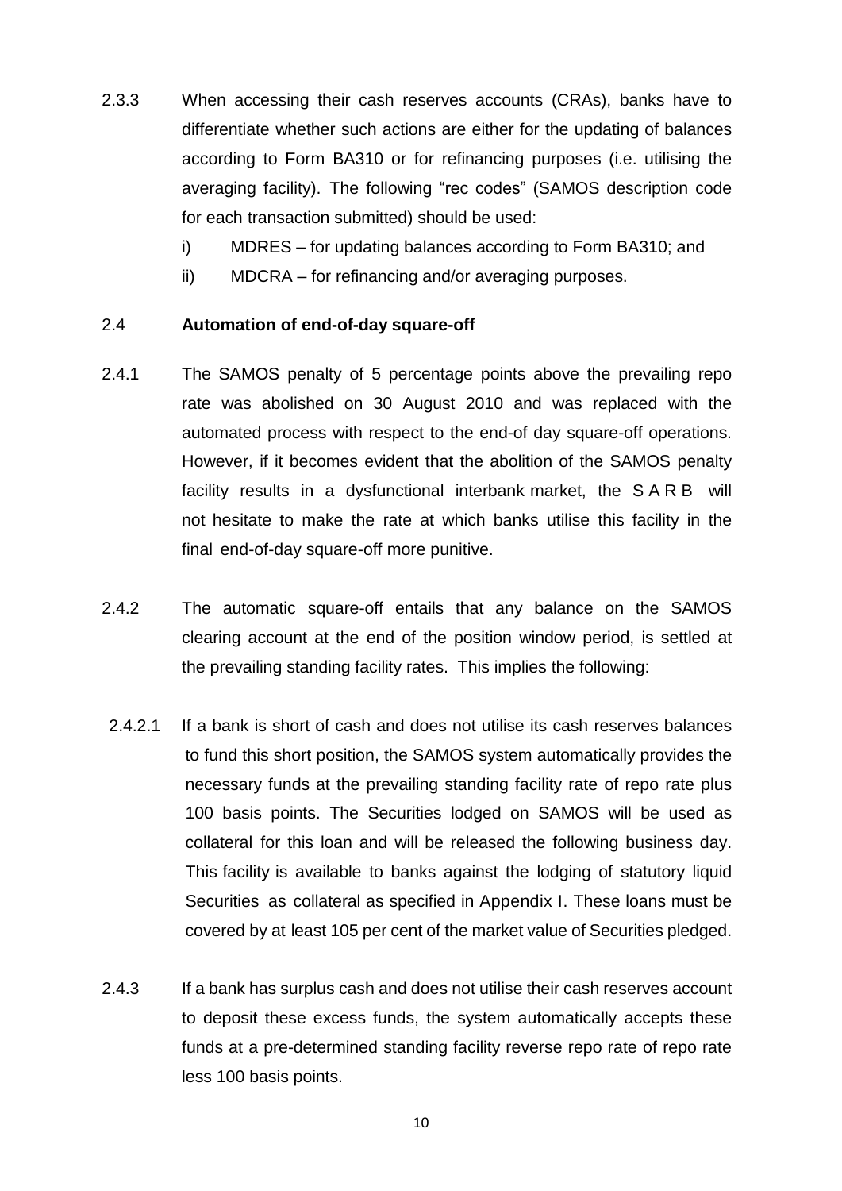2.3.3 When accessing their cash reserves accounts (CRAs), banks have to differentiate whether such actions are either for the updating of balances according to Form BA310 or for refinancing purposes (i.e. utilising the averaging facility). The following "rec codes" (SAMOS description code for each transaction submitted) should be used:

i) MDRES – for updating balances according to Form BA310; and

ii) MDCRA – for refinancing and/or averaging purposes.

2.4 **Automation of end-of-day square-off**

2.4.1 The SAMOS penalty of 5 percentage points above the prevailing repo rate was abolished on 30 August 2010 and was replaced with the automated process with respect to the end-of day square-off operations. However, if it becomes evident that the abolition of the SAMOS penalty facility results in a dysfunctional interbank market, the SARB will not hesitate to make the rate at which banks utilise this facility in the final end-of-day square-off more punitive.

2.4.2 The automatic square-off entails that any balance on the SAMOS clearing account at the end of the position window period, is settled at the prevailing standing facility rates. This implies the following:

2.4.2.1 If a bank is short of cash and does not utilise its cash reserves balances to fund this short position, the SAMOS system automatically provides the necessary funds at the prevailing standing facility rate of repo rate plus 100 basis points. The Securities lodged on SAMOS will be used as collateral for this loan and will be released the following business day. This facility is available to banks against the lodging of statutory liquid Securities as collateral as specified in Appendix I. These loans must be covered by at least 105 per cent of the market value of Securities pledged.

2.4.3 If a bank has surplus cash and does not utilise their cash reserves account to deposit these excess funds, the system automatically accepts these funds at a pre-determined standing facility reverse repo rate of repo rate less 100 basis points.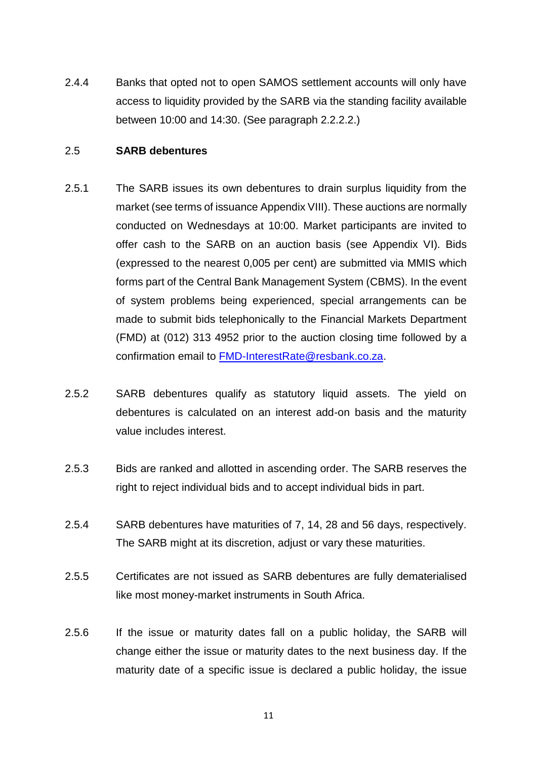2.4.4 Banks that opted not to open SAMOS settlement accounts will only have access to liquidity provided by the SARB via the standing facility available between 10:00 and 14:30. (See paragraph 2.2.2.2.)

## 2.5 **SARB debentures**

2.5.1 The SARB issues its own debentures to drain surplus liquidity from the market (see terms of issuance Appendix VIII). These auctions are normally conducted on Wednesdays at 10:00. Market participants are invited to offer cash to the SARB on an auction basis (see Appendix VI). Bids (expressed to the nearest 0,005 per cent) are submitted via MMIS which forms part of the Central Bank Management System (CBMS). In the event of system problems being experienced, special arrangements can be made to submit bids telephonically to the Financial Markets Department (FMD) at (012) 313 4952 prior to the auction closing time followed by a confirmation email to [FMD-InterestRate@resbank.co.za](mailto:FMD-InterestRate@resbank.co.za).

2.5.2 SARB debentures qualify as statutory liquid assets. The yield on debentures is calculated on an interest add-on basis and the maturity value includes interest.

2.5.3 Bids are ranked and allotted in ascending order. The SARB reserves the right to reject individual bids and to accept individual bids in part.

2.5.4 SARB debentures have maturities of 7, 14, 28 and 56 days, respectively. The SARB might at its discretion, adjust or vary these maturities.

2.5.5 Certificates are not issued as SARB debentures are fully dematerialised like most money-market instruments in South Africa.

2.5.6 If the issue or maturity dates fall on a public holiday, the SARB will change either the issue or maturity dates to the next business day. If the maturity date of a specific issue is declared a public holiday, the issue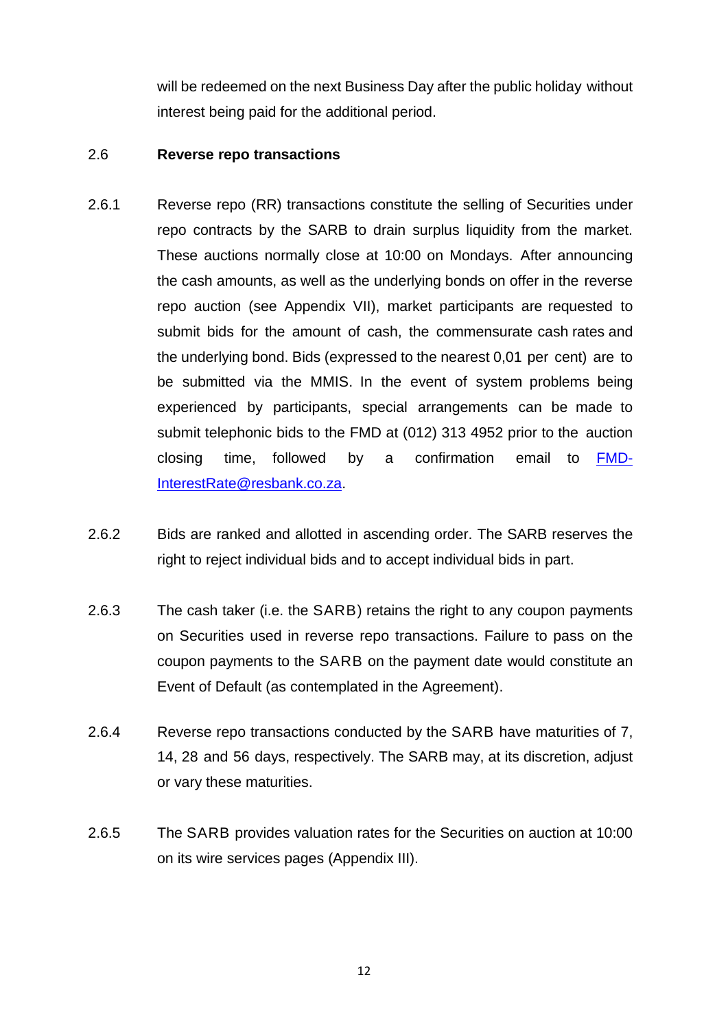will be redeemed on the next Business Day after the public holiday without interest being paid for the additional period.

## 2.6 Reverse repo transactions

2.6.1 Reverse repo (RR) transactions constitute the selling of Securities under repo contracts by the SARB to drain surplus liquidity from the market. These auctions normally close at 10:00 on Mondays. After announcing the cash amounts, as well as the underlying bonds on offer in the reverse repo auction (see Appendix VII), market participants are requested to submit bids for the amount of cash, the commensurate cash rates and the underlying bond. Bids (expressed to the nearest 0,01 per cent) are to be submitted via the MMIS. In the event of system problems being experienced by participants, special arrangements can be made to submit telephonic bids to the FMD at (012) 313 4952 prior to the auction closing time, followed by a confirmation email to FMD-InterestRate@resbank.co.za.

2.6.2 Bids are ranked and allotted in ascending order. The SARB reserves the right to reject individual bids and to accept individual bids in part.

2.6.3 The cash taker (i.e. the SARB) retains the right to any coupon payments on Securities used in reverse repo transactions. Failure to pass on the coupon payments to the SARB on the payment date would constitute an Event of Default (as contemplated in the Agreement).

2.6.4 Reverse repo transactions conducted by the SARB have maturities of 7, 14, 28 and 56 days, respectively. The SARB may, at its discretion, adjust or vary these maturities.

2.6.5 The SARB provides valuation rates for the Securities on auction at 10:00 on its wire services pages (Appendix III).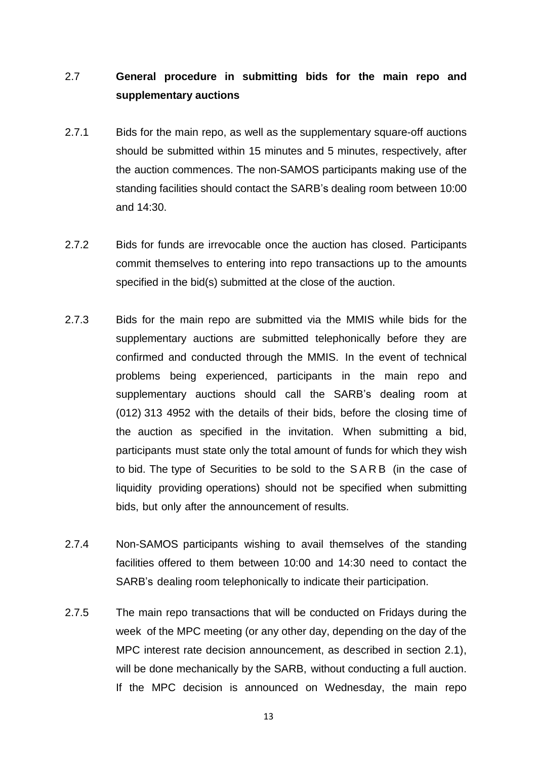## 2.7 General procedure in submitting bids for the main repo and supplementary auctions

2.7.1 Bids for the main repo, as well as the supplementary square-off auctions should be submitted within 15 minutes and 5 minutes, respectively, after the auction commences. The non-SAMOS participants making use of the standing facilities should contact the SARB's dealing room between 10:00 and 14:30.

2.7.2 Bids for funds are irrevocable once the auction has closed. Participants commit themselves to entering into repo transactions up to the amounts specified in the bid(s) submitted at the close of the auction.

2.7.3 Bids for the main repo are submitted via the MMIS while bids for the supplementary auctions are submitted telephonically before they are confirmed and conducted through the MMIS. In the event of technical problems being experienced, participants in the main repo and supplementary auctions should call the SARB's dealing room at (012) 313 4952 with the details of their bids, before the closing time of the auction as specified in the invitation. When submitting a bid, participants must state only the total amount of funds for which they wish to bid. The type of Securities to be sold to the SARB (in the case of liquidity providing operations) should not be specified when submitting bids, but only after the announcement of results.

2.7.4 Non-SAMOS participants wishing to avail themselves of the standing facilities offered to them between 10:00 and 14:30 need to contact the SARB's dealing room telephonically to indicate their participation.

2.7.5 The main repo transactions that will be conducted on Fridays during the week of the MPC meeting (or any other day, depending on the day of the MPC interest rate decision announcement, as described in section 2.1), will be done mechanically by the SARB, without conducting a full auction. If the MPC decision is announced on Wednesday, the main repo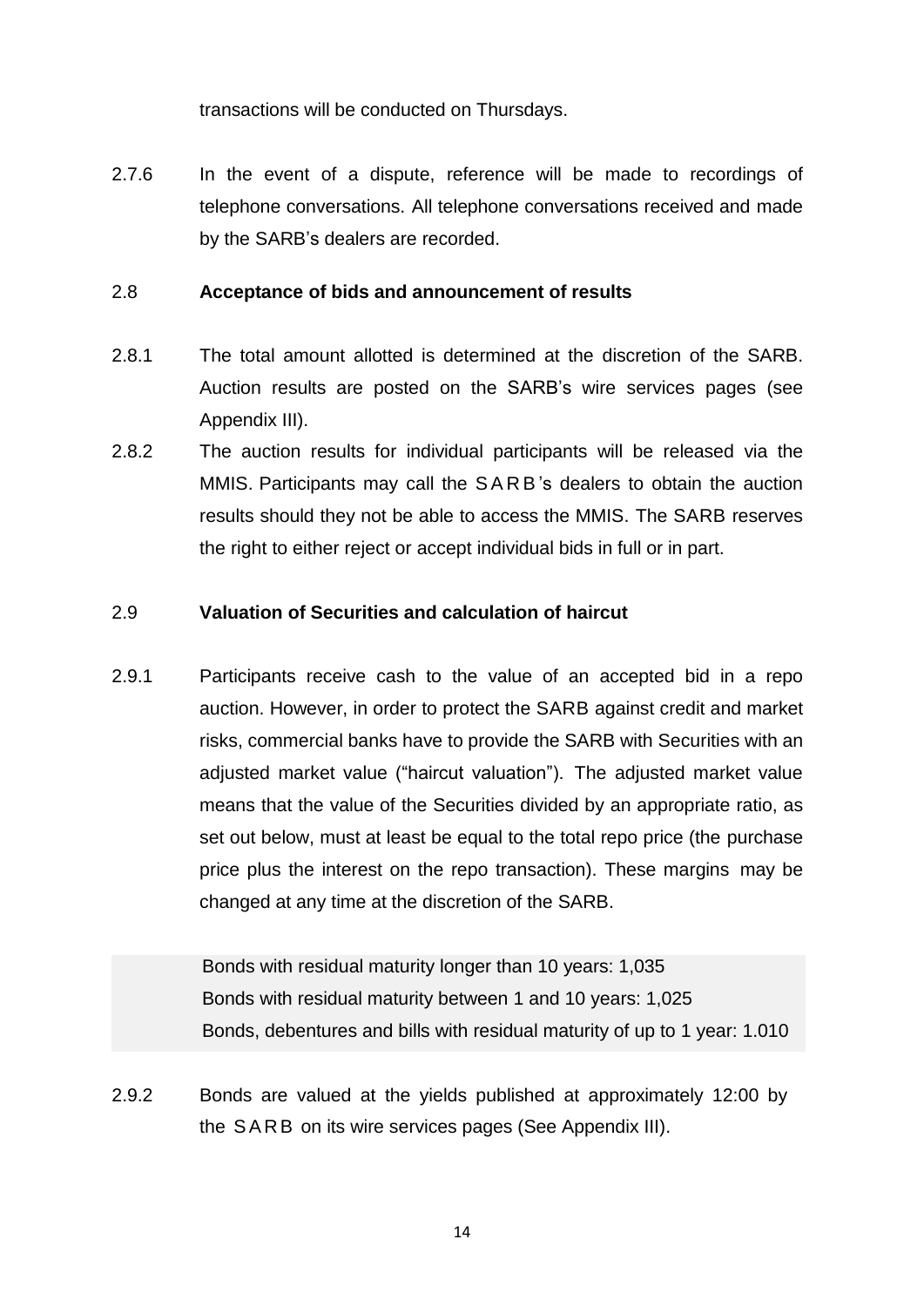transactions will be conducted on Thursdays.

2.7.6 In the event of a dispute, reference will be made to recordings of telephone conversations. All telephone conversations received and made by the SARB's dealers are recorded.

## 2.8 Acceptance of bids and announcement of results

2.8.1 The total amount allotted is determined at the discretion of the SARB. Auction results are posted on the SARB's wire services pages (see Appendix III).

2.8.2 The auction results for individual participants will be released via the MMIS. Participants may call the SARB's dealers to obtain the auction results should they not be able to access the MMIS. The SARB reserves the right to either reject or accept individual bids in full or in part.

## 2.9 Valuation of Securities and calculation of haircut

2.9.1 Participants receive cash to the value of an accepted bid in a repo auction. However, in order to protect the SARB against credit and market risks, commercial banks have to provide the SARB with Securities with an adjusted market value ("haircut valuation"). The adjusted market value means that the value of the Securities divided by an appropriate ratio, as set out below, must at least be equal to the total repo price (the purchase price plus the interest on the repo transaction). These margins may be changed at any time at the discretion of the SARB.

Bonds with residual maturity longer than 10 years: 1,035
Bonds with residual maturity between 1 and 10 years: 1,025
Bonds, debentures and bills with residual maturity of up to 1 year: 1.010

2.9.2 Bonds are valued at the yields published at approximately 12:00 by the SARB on its wire services pages (See Appendix III).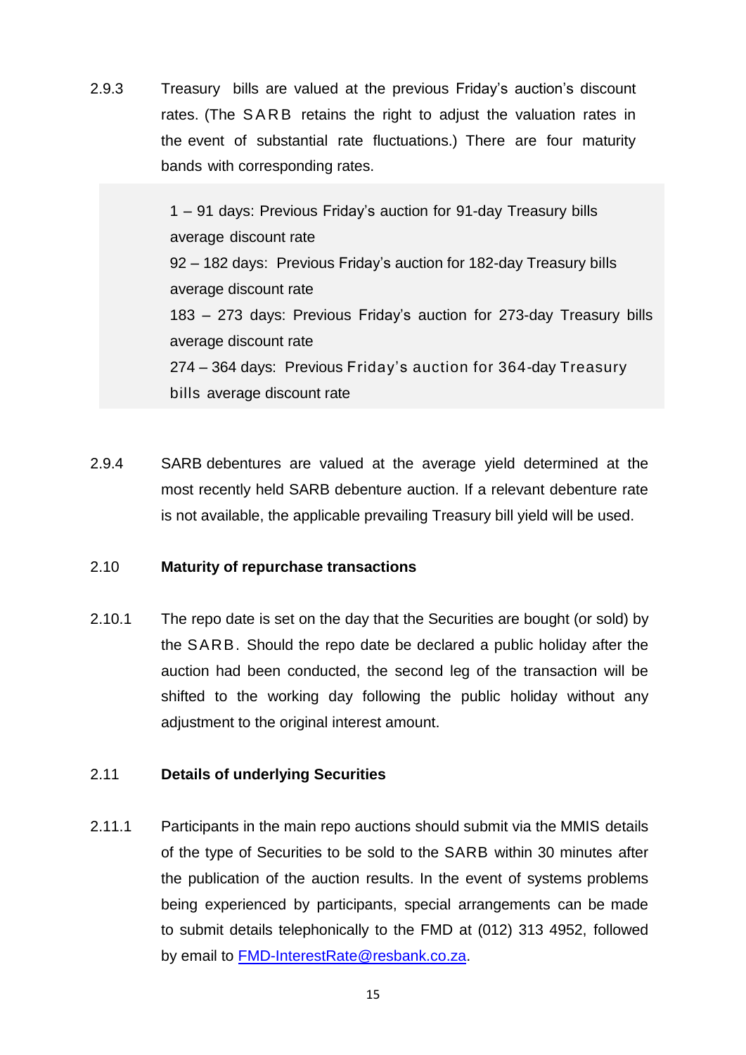2.9.3 Treasury bills are valued at the previous Friday's auction's discount rates. (The SARB retains the right to adjust the valuation rates in the event of substantial rate fluctuations.) There are four maturity bands with corresponding rates.

> 1 – 91 days: Previous Friday's auction for 91-day Treasury bills average discount rate
> 92 – 182 days: Previous Friday's auction for 182-day Treasury bills average discount rate
> 183 – 273 days: Previous Friday's auction for 273-day Treasury bills average discount rate
> 274 – 364 days: Previous Friday's auction for 364-day Treasury bills average discount rate

2.9.4 SARB debentures are valued at the average yield determined at the most recently held SARB debenture auction. If a relevant debenture rate is not available, the applicable prevailing Treasury bill yield will be used.

## 2.10 Maturity of repurchase transactions

2.10.1 The repo date is set on the day that the Securities are bought (or sold) by the SARB. Should the repo date be declared a public holiday after the auction had been conducted, the second leg of the transaction will be shifted to the working day following the public holiday without any adjustment to the original interest amount.

## 2.11 Details of underlying Securities

2.11.1 Participants in the main repo auctions should submit via the MMIS details of the type of Securities to be sold to the SARB within 30 minutes after the publication of the auction results. In the event of systems problems being experienced by participants, special arrangements can be made to submit details telephonically to the FMD at (012) 313 4952, followed by email to FMD-InterestRate@resbank.co.za.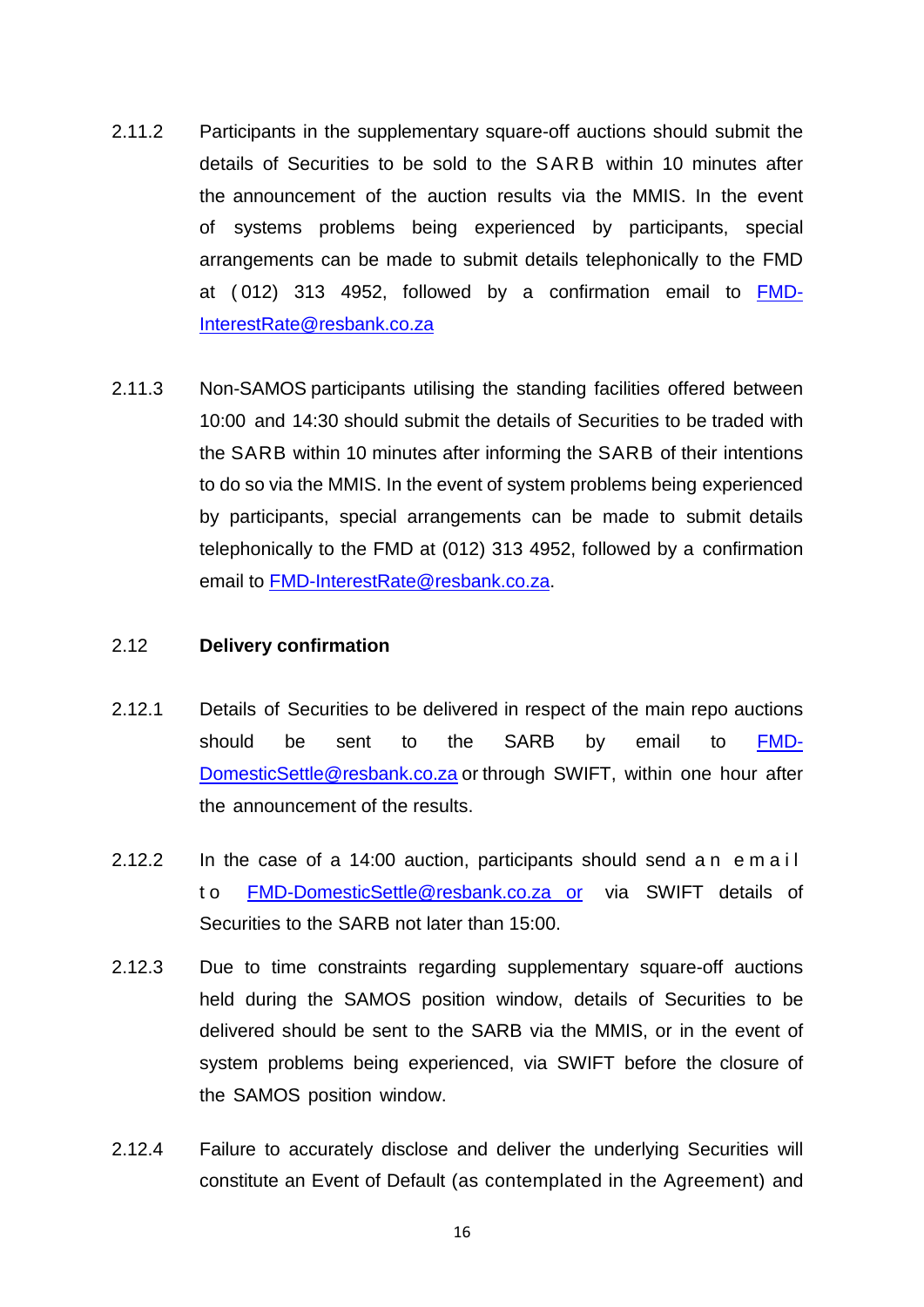2.11.2 Participants in the supplementary square-off auctions should submit the details of Securities to be sold to the SARB within 10 minutes after the announcement of the auction results via the MMIS. In the event of systems problems being experienced by participants, special arrangements can be made to submit details telephonically to the FMD at (012) 313 4952, followed by a confirmation email to FMD-InterestRate@resbank.co.za

2.11.3 Non-SAMOS participants utilising the standing facilities offered between 10:00 and 14:30 should submit the details of Securities to be traded with the SARB within 10 minutes after informing the SARB of their intentions to do so via the MMIS. In the event of system problems being experienced by participants, special arrangements can be made to submit details telephonically to the FMD at (012) 313 4952, followed by a confirmation email to FMD-InterestRate@resbank.co.za.

2.12 **Delivery confirmation**

2.12.1 Details of Securities to be delivered in respect of the main repo auctions should be sent to the SARB by email to FMD-DomesticSettle@resbank.co.za or through SWIFT, within one hour after the announcement of the results.

2.12.2 In the case of a 14:00 auction, participants should send an email to FMD-DomesticSettle@resbank.co.za or via SWIFT details of Securities to the SARB not later than 15:00.

2.12.3 Due to time constraints regarding supplementary square-off auctions held during the SAMOS position window, details of Securities to be delivered should be sent to the SARB via the MMIS, or in the event of system problems being experienced, via SWIFT before the closure of the SAMOS position window.

2.12.4 Failure to accurately disclose and deliver the underlying Securities will constitute an Event of Default (as contemplated in the Agreement) and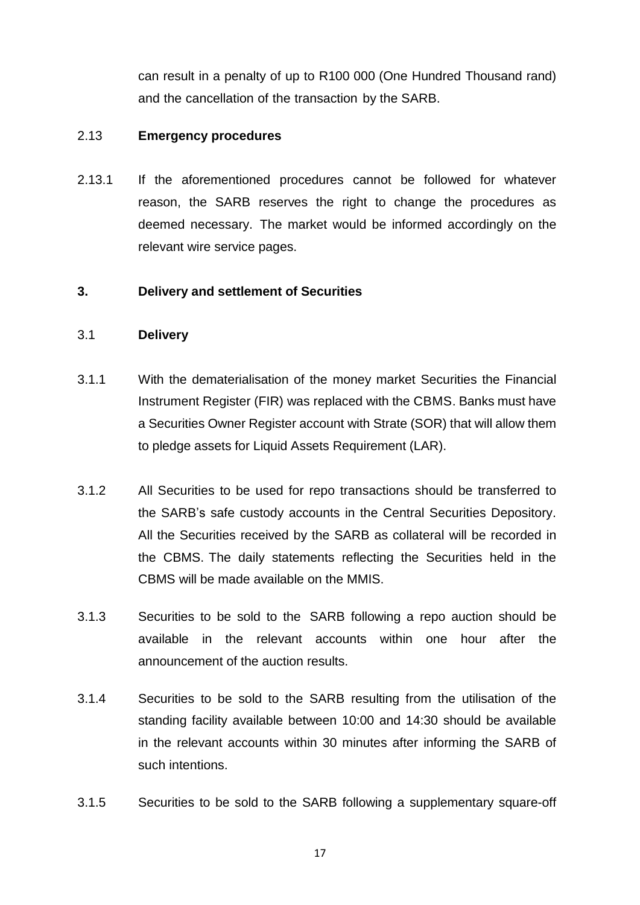can result in a penalty of up to R100 000 (One Hundred Thousand rand) and the cancellation of the transaction by the SARB.

### 2.13 Emergency procedures

2.13.1 If the aforementioned procedures cannot be followed for whatever reason, the SARB reserves the right to change the procedures as deemed necessary. The market would be informed accordingly on the relevant wire service pages.

## 3. Delivery and settlement of Securities

### 3.1 Delivery

3.1.1 With the dematerialisation of the money market Securities the Financial Instrument Register (FIR) was replaced with the CBMS. Banks must have a Securities Owner Register account with Strate (SOR) that will allow them to pledge assets for Liquid Assets Requirement (LAR).

3.1.2 All Securities to be used for repo transactions should be transferred to the SARB's safe custody accounts in the Central Securities Depository. All the Securities received by the SARB as collateral will be recorded in the CBMS. The daily statements reflecting the Securities held in the CBMS will be made available on the MMIS.

3.1.3 Securities to be sold to the SARB following a repo auction should be available in the relevant accounts within one hour after the announcement of the auction results.

3.1.4 Securities to be sold to the SARB resulting from the utilisation of the standing facility available between 10:00 and 14:30 should be available in the relevant accounts within 30 minutes after informing the SARB of such intentions.

3.1.5 Securities to be sold to the SARB following a supplementary square-off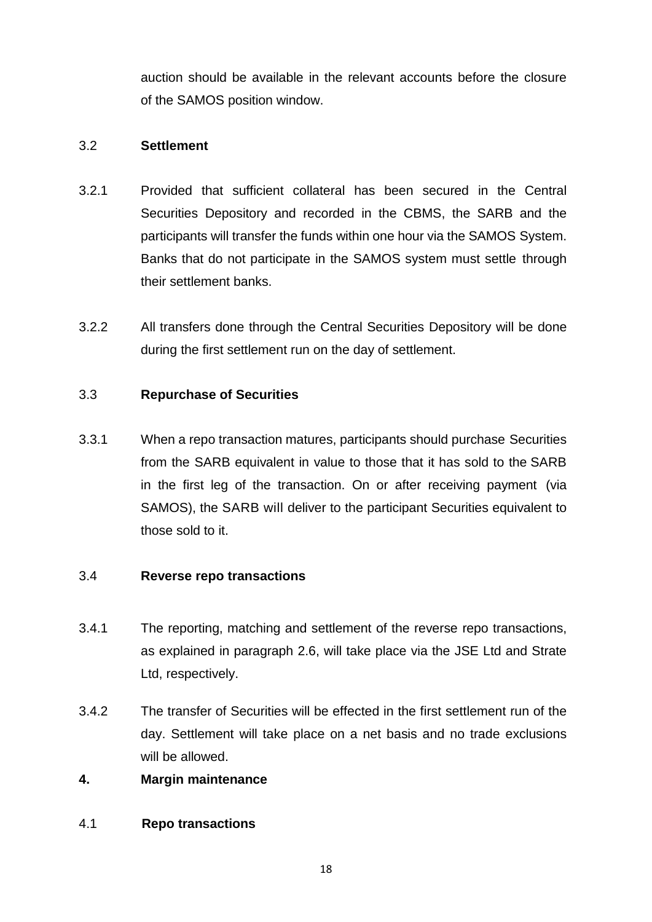auction should be available in the relevant accounts before the closure of the SAMOS position window.

### 3.2 Settlement

3.2.1 Provided that sufficient collateral has been secured in the Central Securities Depository and recorded in the CBMS, the SARB and the participants will transfer the funds within one hour via the SAMOS System. Banks that do not participate in the SAMOS system must settle through their settlement banks.

3.2.2 All transfers done through the Central Securities Depository will be done during the first settlement run on the day of settlement.

### 3.3 Repurchase of Securities

3.3.1 When a repo transaction matures, participants should purchase Securities from the SARB equivalent in value to those that it has sold to the SARB in the first leg of the transaction. On or after receiving payment (via SAMOS), the SARB will deliver to the participant Securities equivalent to those sold to it.

### 3.4 Reverse repo transactions

3.4.1 The reporting, matching and settlement of the reverse repo transactions, as explained in paragraph 2.6, will take place via the JSE Ltd and Strate Ltd, respectively.

3.4.2 The transfer of Securities will be effected in the first settlement run of the day. Settlement will take place on a net basis and no trade exclusions will be allowed.

## 4. Margin maintenance

### 4.1 Repo transactions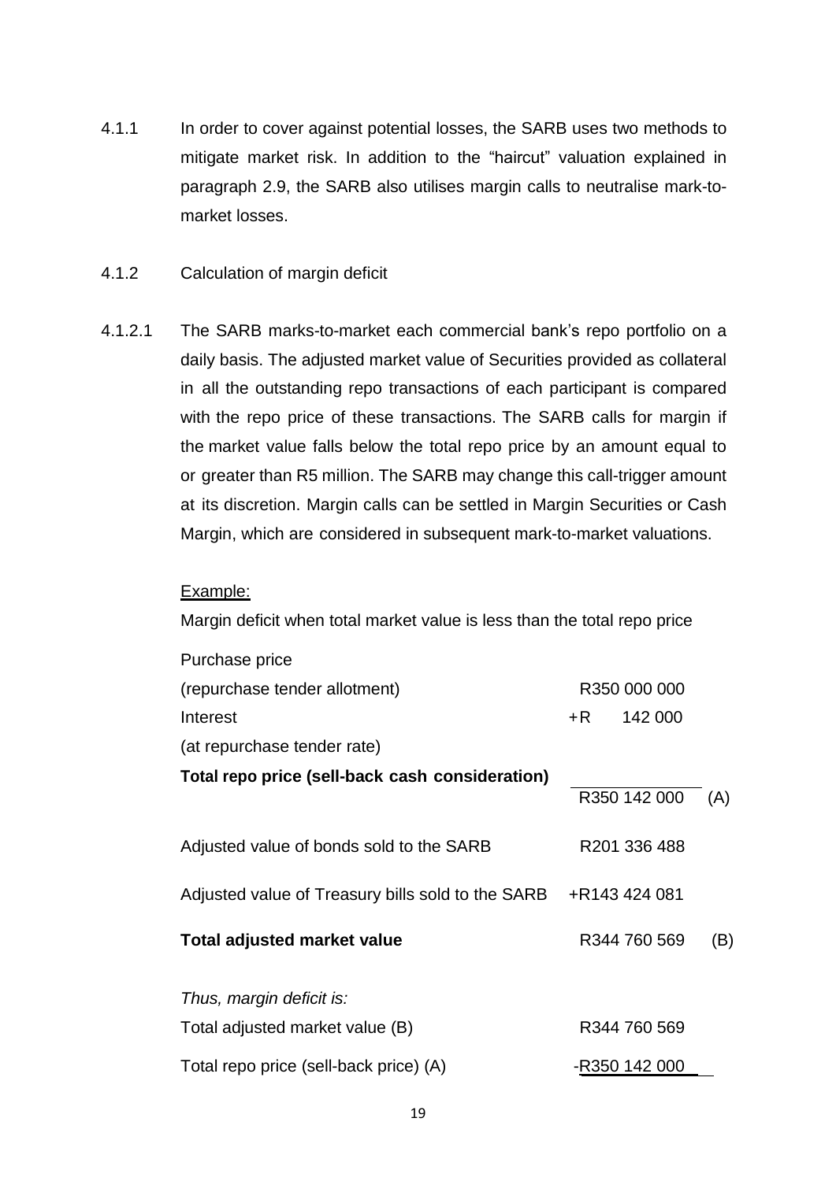4.1.1 In order to cover against potential losses, the SARB uses two methods to mitigate market risk. In addition to the "haircut" valuation explained in paragraph 2.9, the SARB also utilises margin calls to neutralise mark-to-market losses.

4.1.2 Calculation of margin deficit

4.1.2.1 The SARB marks-to-market each commercial bank's repo portfolio on a daily basis. The adjusted market value of Securities provided as collateral in all the outstanding repo transactions of each participant is compared with the repo price of these transactions. The SARB calls for margin if the market value falls below the total repo price by an amount equal to or greater than R5 million. The SARB may change this call-trigger amount at its discretion. Margin calls can be settled in Margin Securities or Cash Margin, which are considered in subsequent mark-to-market valuations.

<u>Example:</u>

Margin deficit when total market value is less than the total repo price

| | | |
|---|---|---|
| Purchase price (repurchase tender allotment) | R350 000 000 | |
| Interest (at repurchase tender rate) | +R 142 000 | |
| **Total repo price (sell-back cash consideration)** | R350 142 000 | (A) |
| Adjusted value of bonds sold to the SARB | R201 336 488 | |
| Adjusted value of Treasury bills sold to the SARB | +R143 424 081 | |
| **Total adjusted market value** | R344 760 569 | (B) |

*Thus, margin deficit is:*

| | |
|---|---|
| Total adjusted market value (B) | R344 760 569 |
| Total repo price (sell-back price) (A) | -R350 142 000 |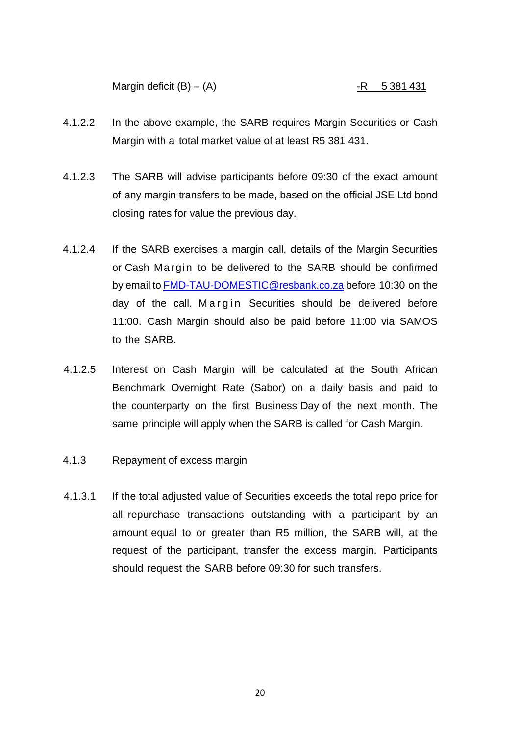Margin deficit (B) – (A) -R 5 381 431

4.1.2.2 In the above example, the SARB requires Margin Securities or Cash Margin with a total market value of at least R5 381 431.

4.1.2.3 The SARB will advise participants before 09:30 of the exact amount of any margin transfers to be made, based on the official JSE Ltd bond closing rates for value the previous day.

4.1.2.4 If the SARB exercises a margin call, details of the Margin Securities or Cash Margin to be delivered to the SARB should be confirmed by email to [FMD-TAU-DOMESTIC@resbank.co.za](mailto:FMD-TAU-DOMESTIC@resbank.co.za) before 10:30 on the day of the call. Margin Securities should be delivered before 11:00. Cash Margin should also be paid before 11:00 via SAMOS to the SARB.

4.1.2.5 Interest on Cash Margin will be calculated at the South African Benchmark Overnight Rate (Sabor) on a daily basis and paid to the counterparty on the first Business Day of the next month. The same principle will apply when the SARB is called for Cash Margin.

4.1.3 Repayment of excess margin

4.1.3.1 If the total adjusted value of Securities exceeds the total repo price for all repurchase transactions outstanding with a participant by an amount equal to or greater than R5 million, the SARB will, at the request of the participant, transfer the excess margin. Participants should request the SARB before 09:30 for such transfers.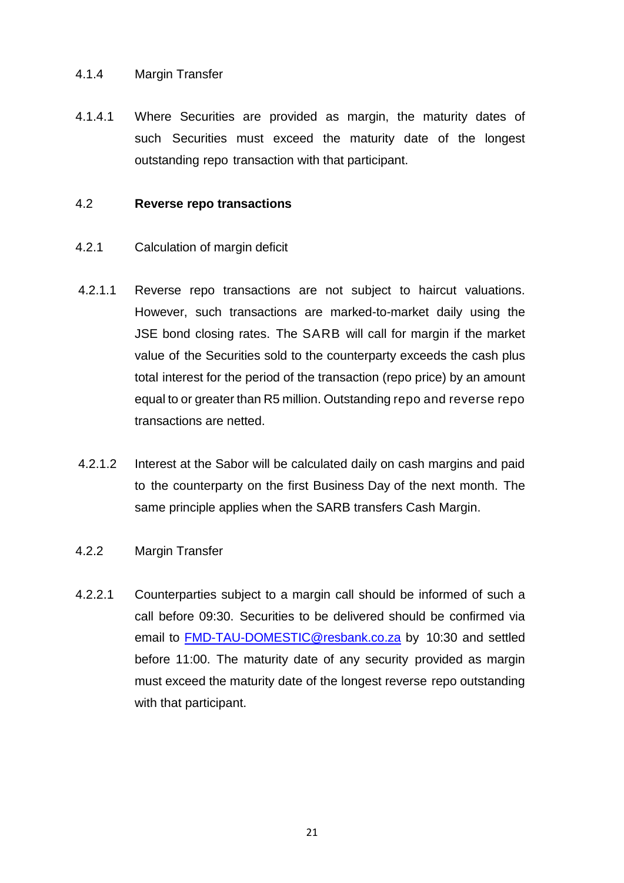4.1.4 Margin Transfer

4.1.4.1 Where Securities are provided as margin, the maturity dates of such Securities must exceed the maturity date of the longest outstanding repo transaction with that participant.

## 4.2 **Reverse repo transactions**

4.2.1 Calculation of margin deficit

4.2.1.1 Reverse repo transactions are not subject to haircut valuations. However, such transactions are marked-to-market daily using the JSE bond closing rates. The SARB will call for margin if the market value of the Securities sold to the counterparty exceeds the cash plus total interest for the period of the transaction (repo price) by an amount equal to or greater than R5 million. Outstanding repo and reverse repo transactions are netted.

4.2.1.2 Interest at the Sabor will be calculated daily on cash margins and paid to the counterparty on the first Business Day of the next month. The same principle applies when the SARB transfers Cash Margin.

4.2.2 Margin Transfer

4.2.2.1 Counterparties subject to a margin call should be informed of such a call before 09:30. Securities to be delivered should be confirmed via email to [FMD-TAU-DOMESTIC@resbank.co.za](mailto:FMD-TAU-DOMESTIC@resbank.co.za) by 10:30 and settled before 11:00. The maturity date of any security provided as margin must exceed the maturity date of the longest reverse repo outstanding with that participant.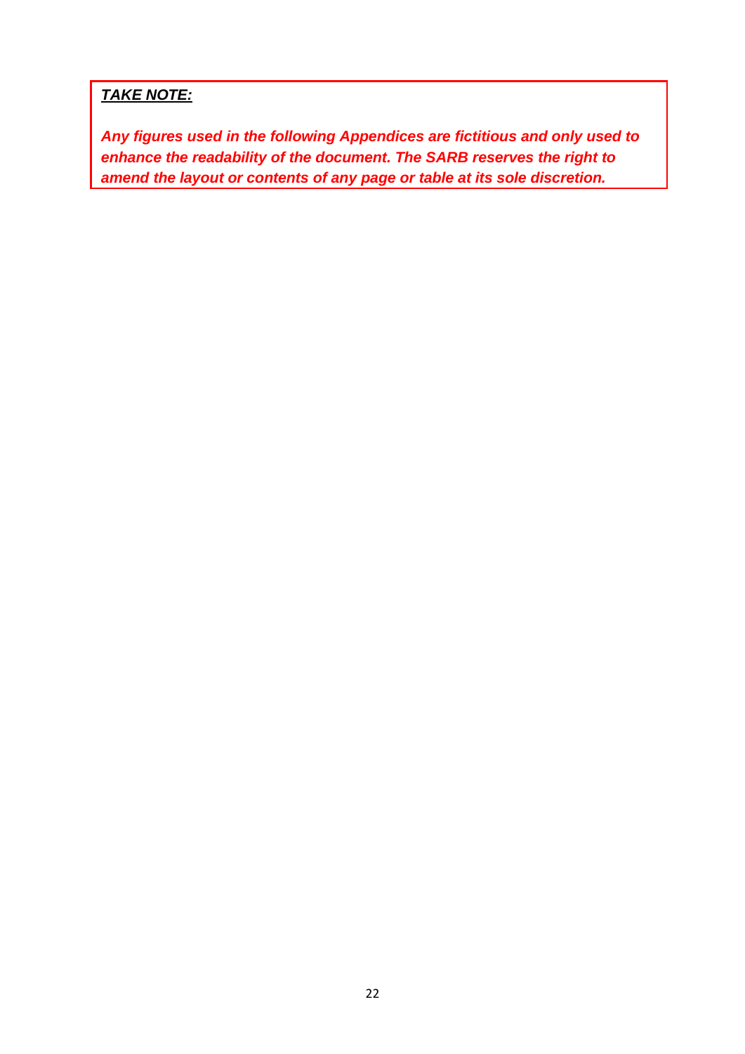***<u>TAKE NOTE:</u>***

***Any figures used in the following Appendices are fictitious and only used to enhance the readability of the document. The SARB reserves the right to amend the layout or contents of any page or table at its sole discretion.***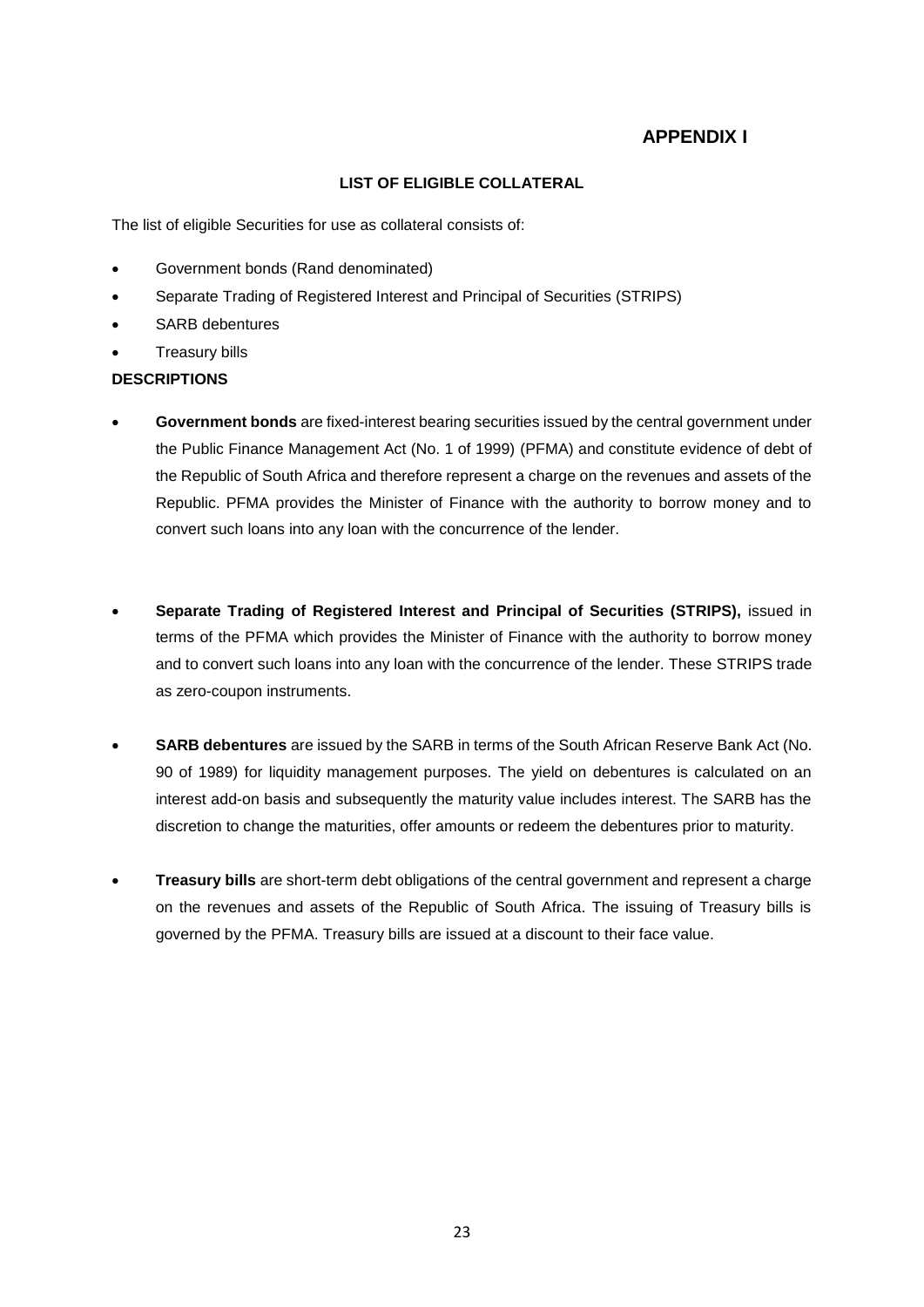# APPENDIX I

## LIST OF ELIGIBLE COLLATERAL

The list of eligible Securities for use as collateral consists of:

- Government bonds (Rand denominated)
- Separate Trading of Registered Interest and Principal of Securities (STRIPS)
- SARB debentures
- Treasury bills

**DESCRIPTIONS**

- **Government bonds** are fixed-interest bearing securities issued by the central government under the Public Finance Management Act (No. 1 of 1999) (PFMA) and constitute evidence of debt of the Republic of South Africa and therefore represent a charge on the revenues and assets of the Republic. PFMA provides the Minister of Finance with the authority to borrow money and to convert such loans into any loan with the concurrence of the lender.

- **Separate Trading of Registered Interest and Principal of Securities (STRIPS),** issued in terms of the PFMA which provides the Minister of Finance with the authority to borrow money and to convert such loans into any loan with the concurrence of the lender. These STRIPS trade as zero-coupon instruments.

- **SARB debentures** are issued by the SARB in terms of the South African Reserve Bank Act (No. 90 of 1989) for liquidity management purposes. The yield on debentures is calculated on an interest add-on basis and subsequently the maturity value includes interest. The SARB has the discretion to change the maturities, offer amounts or redeem the debentures prior to maturity.

- **Treasury bills** are short-term debt obligations of the central government and represent a charge on the revenues and assets of the Republic of South Africa. The issuing of Treasury bills is governed by the PFMA. Treasury bills are issued at a discount to their face value.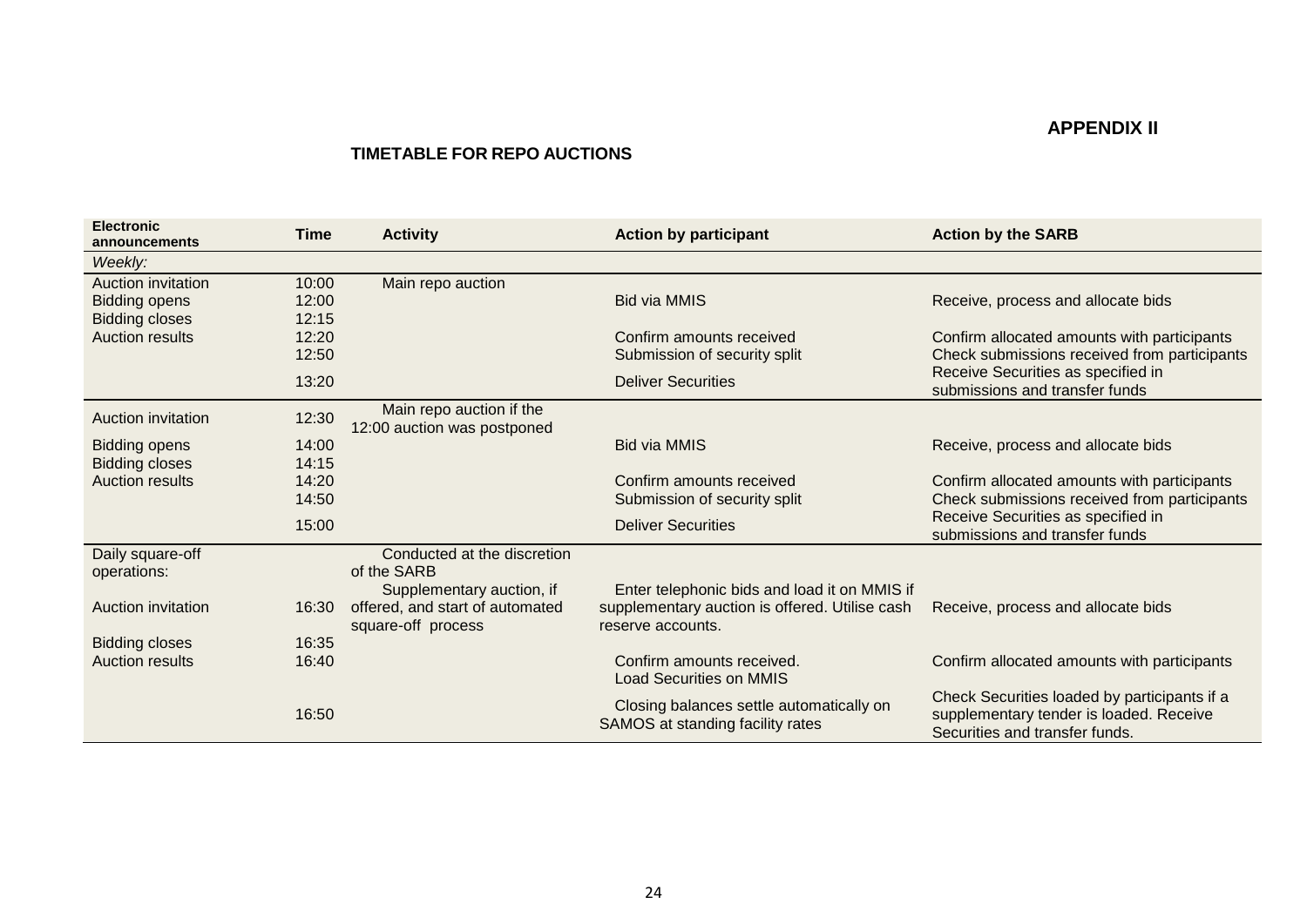# APPENDIX II

## TIMETABLE FOR REPO AUCTIONS

| Electronic announcements | Time | Activity | Action by participant | Action by the SARB |
|---|---|---|---|---|
| *Weekly:* | | | | |
| Auction invitation | 10:00 | Main repo auction | | |
| Bidding opens | 12:00 | | Bid via MMIS | Receive, process and allocate bids |
| Bidding closes | 12:15 | | | |
| Auction results | 12:20 | | Confirm amounts received | Confirm allocated amounts with participants |
| | 12:50 | | Submission of security split | Check submissions received from participants |
| | 13:20 | | Deliver Securities | Receive Securities as specified in submissions and transfer funds |
| Auction invitation | 12:30 | Main repo auction if the 12:00 auction was postponed | | |
| Bidding opens | 14:00 | | Bid via MMIS | Receive, process and allocate bids |
| Bidding closes | 14:15 | | | |
| Auction results | 14:20 | | Confirm amounts received | Confirm allocated amounts with participants |
| | 14:50 | | Submission of security split | Check submissions received from participants |
| | 15:00 | | Deliver Securities | Receive Securities as specified in submissions and transfer funds |
| Daily square-off operations: | | Conducted at the discretion of the SARB | | |
| Auction invitation | 16:30 | Supplementary auction, if offered, and start of automated square-off process | Enter telephonic bids and load it on MMIS if supplementary auction is offered. Utilise cash reserve accounts. | Receive, process and allocate bids |
| Bidding closes | 16:35 | | | |
| Auction results | 16:40 | | Confirm amounts received. Load Securities on MMIS | Confirm allocated amounts with participants |
| | 16:50 | | Closing balances settle automatically on SAMOS at standing facility rates | Check Securities loaded by participants if a supplementary tender is loaded. Receive Securities and transfer funds. |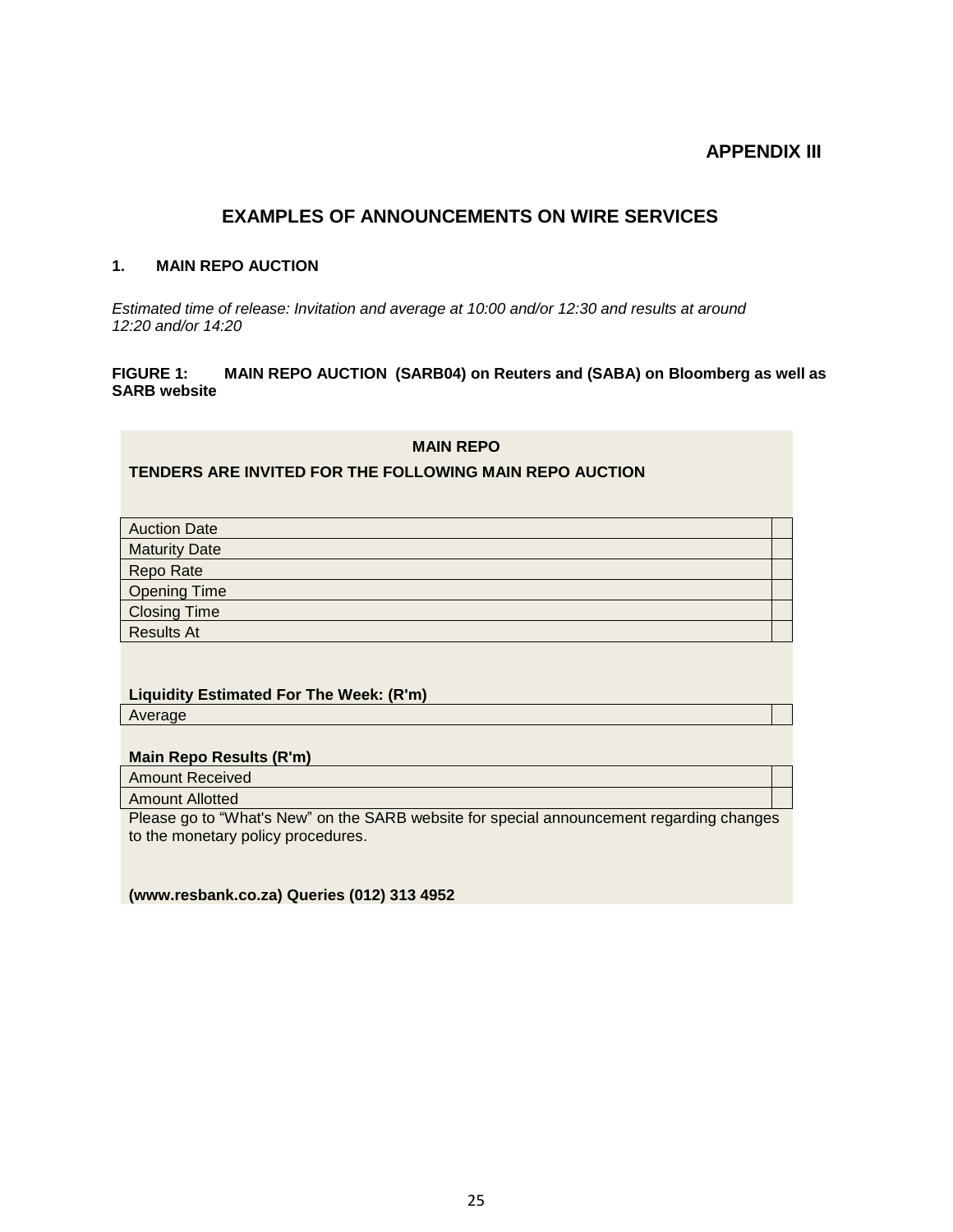**APPENDIX III**

## EXAMPLES OF ANNOUNCEMENTS ON WIRE SERVICES

### 1. MAIN REPO AUCTION

*Estimated time of release: Invitation and average at 10:00 and/or 12:30 and results at around 12:20 and/or 14:20*

**FIGURE 1: MAIN REPO AUCTION (SARB04) on Reuters and (SABA) on Bloomberg as well as SARB website**

**MAIN REPO**

**TENDERS ARE INVITED FOR THE FOLLOWING MAIN REPO AUCTION**

| | |
|---|---|
| Auction Date | |
| Maturity Date | |
| Repo Rate | |
| Opening Time | |
| Closing Time | |
| Results At | |

**Liquidity Estimated For The Week: (R'm)**

| | |
|---|---|
| Average | |

**Main Repo Results (R'm)**

| | |
|---|---|
| Amount Received | |
| Amount Allotted | |

Please go to "What's New" on the SARB website for special announcement regarding changes to the monetary policy procedures.

**(www.resbank.co.za) Queries (012) 313 4952**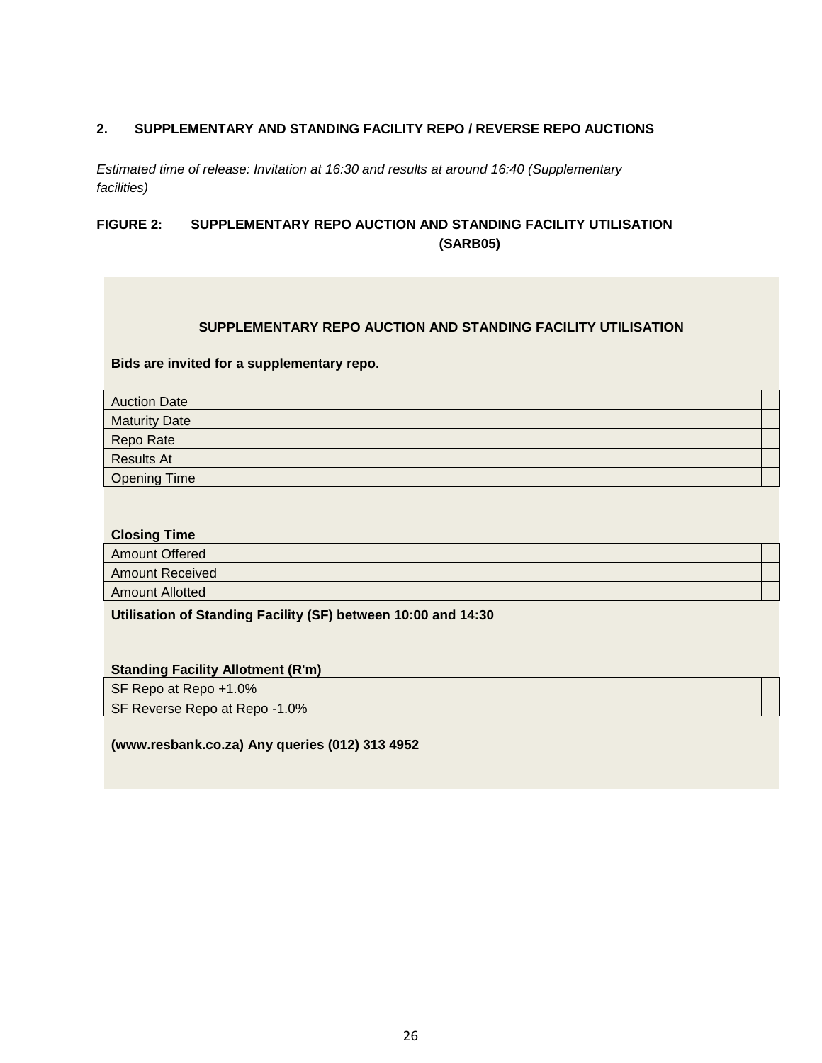## 2. SUPPLEMENTARY AND STANDING FACILITY REPO / REVERSE REPO AUCTIONS

*Estimated time of release: Invitation at 16:30 and results at around 16:40 (Supplementary facilities)*

### FIGURE 2: SUPPLEMENTARY REPO AUCTION AND STANDING FACILITY UTILISATION (SARB05)

**SUPPLEMENTARY REPO AUCTION AND STANDING FACILITY UTILISATION**

**Bids are invited for a supplementary repo.**

| | |
|---|---|
| Auction Date | |
| Maturity Date | |
| Repo Rate | |
| Results At | |
| Opening Time | |

**Closing Time**

| | |
|---|---|
| Amount Offered | |
| Amount Received | |
| Amount Allotted | |

**Utilisation of Standing Facility (SF) between 10:00 and 14:30**

**Standing Facility Allotment (R'm)**

| | |
|---|---|
| SF Repo at Repo +1.0% | |
| SF Reverse Repo at Repo -1.0% | |

**(www.resbank.co.za) Any queries (012) 313 4952**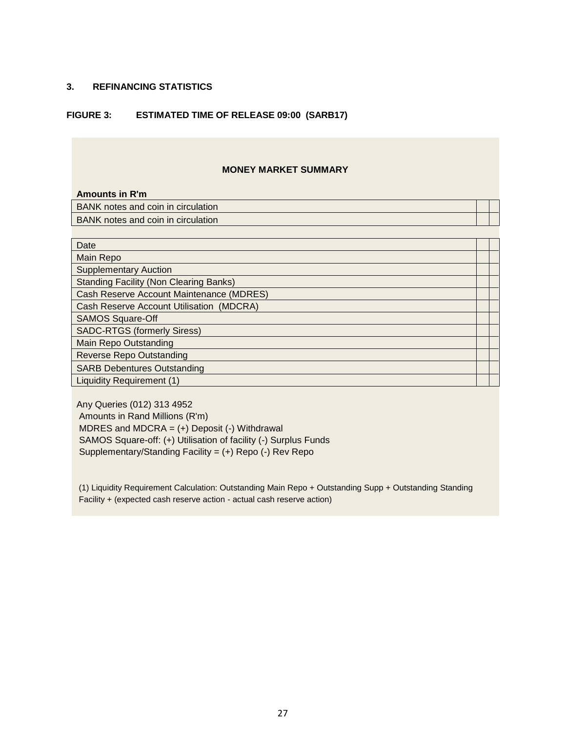## 3. REFINANCING STATISTICS

### FIGURE 3: ESTIMATED TIME OF RELEASE 09:00 (SARB17)

**MONEY MARKET SUMMARY**

**Amounts in R'm**

| | | |
|---|---|---|
| BANK notes and coin in circulation | | |
| BANK notes and coin in circulation | | |

| | | |
|---|---|---|
| Date | | |
| Main Repo | | |
| Supplementary Auction | | |
| Standing Facility (Non Clearing Banks) | | |
| Cash Reserve Account Maintenance (MDRES) | | |
| Cash Reserve Account Utilisation (MDCRA) | | |
| SAMOS Square-Off | | |
| SADC-RTGS (formerly Siress) | | |
| Main Repo Outstanding | | |
| Reverse Repo Outstanding | | |
| SARB Debentures Outstanding | | |
| Liquidity Requirement (1) | | |

Any Queries (012) 313 4952
Amounts in Rand Millions (R'm)
MDRES and MDCRA = (+) Deposit (-) Withdrawal
SAMOS Square-off: (+) Utilisation of facility (-) Surplus Funds
Supplementary/Standing Facility = (+) Repo (-) Rev Repo

(1) Liquidity Requirement Calculation: Outstanding Main Repo + Outstanding Supp + Outstanding Standing Facility + (expected cash reserve action - actual cash reserve action)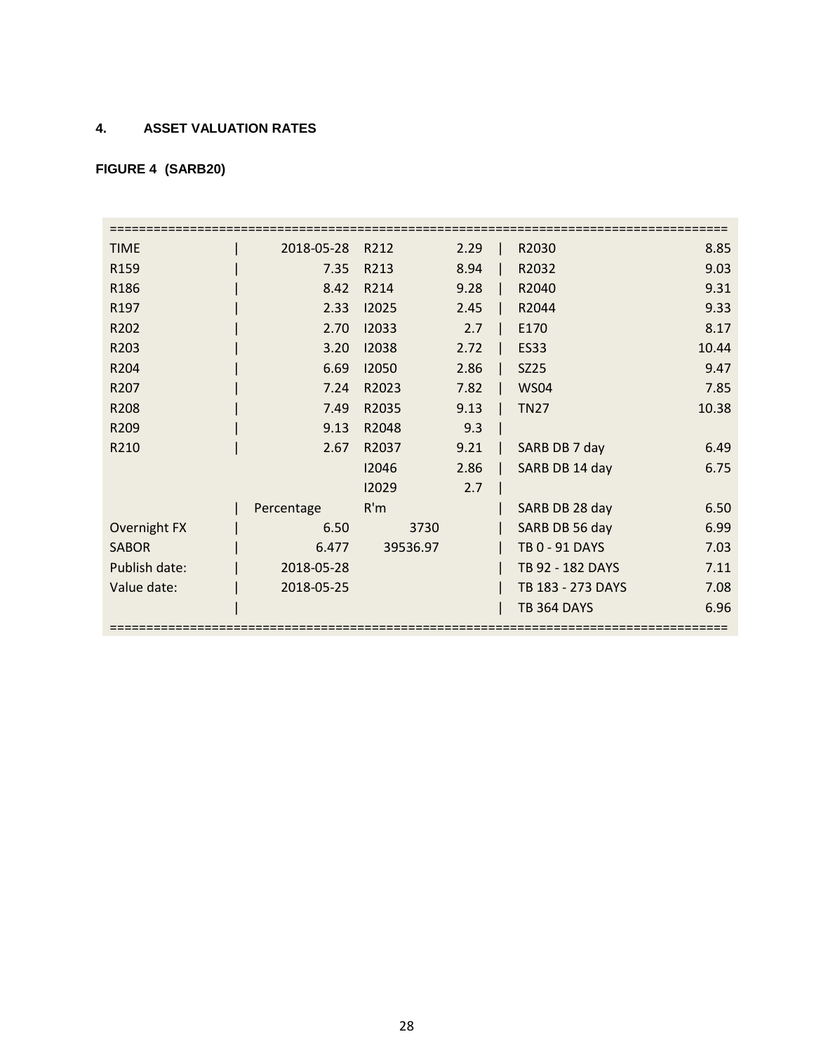## 4. ASSET VALUATION RATES

**FIGURE 4 (SARB20)**

| | | | | | |
|---|---|---|---|---|---|
| TIME | 2018-05-28 | R212 | 2.29 | R2030 | 8.85 |
| R159 | 7.35 | R213 | 8.94 | R2032 | 9.03 |
| R186 | 8.42 | R214 | 9.28 | R2040 | 9.31 |
| R197 | 2.33 | I2025 | 2.45 | R2044 | 9.33 |
| R202 | 2.70 | I2033 | 2.7 | E170 | 8.17 |
| R203 | 3.20 | I2038 | 2.72 | ES33 | 10.44 |
| R204 | 6.69 | I2050 | 2.86 | SZ25 | 9.47 |
| R207 | 7.24 | R2023 | 7.82 | WS04 | 7.85 |
| R208 | 7.49 | R2035 | 9.13 | TN27 | 10.38 |
| R209 | 9.13 | R2048 | 9.3 | | |
| R210 | 2.67 | R2037 | 9.21 | SARB DB 7 day | 6.49 |
| | | I2046 | 2.86 | SARB DB 14 day | 6.75 |
| | | I2029 | 2.7 | | |
| | Percentage | R'm | | SARB DB 28 day | 6.50 |
| Overnight FX | 6.50 | 3730 | | SARB DB 56 day | 6.99 |
| SABOR | 6.477 | 39536.97 | | TB 0 - 91 DAYS | 7.03 |
| Publish date: | 2018-05-28 | | | TB 92 - 182 DAYS | 7.11 |
| Value date: | 2018-05-25 | | | TB 183 - 273 DAYS | 7.08 |
| | | | | TB 364 DAYS | 6.96 |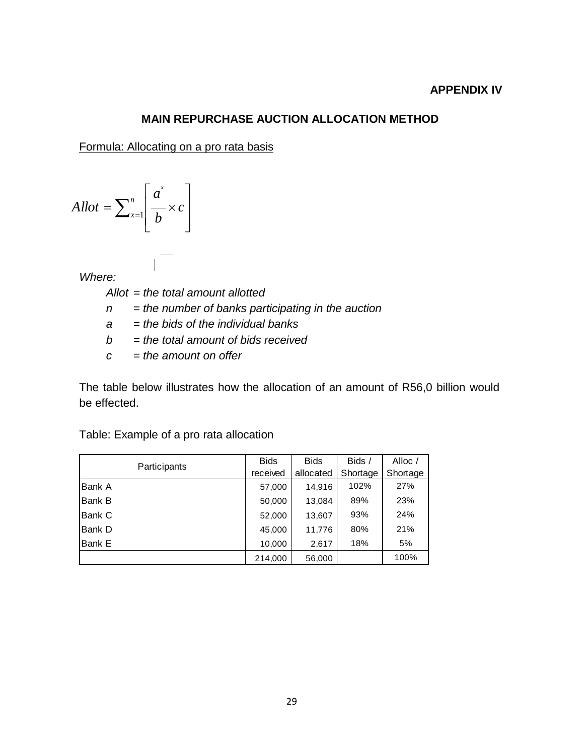**APPENDIX IV**

## MAIN REPURCHASE AUCTION ALLOCATION METHOD

Formula: Allocating on a pro rata basis

$$Allot = \sum_{x=1}^{n} \left[ \frac{a^{x}}{b} \times c \right]$$

*Where:*

- *Allot = the total amount allotted*
- *n = the number of banks participating in the auction*
- *a = the bids of the individual banks*
- *b = the total amount of bids received*
- *c = the amount on offer*

The table below illustrates how the allocation of an amount of R56,0 billion would be effected.

Table: Example of a pro rata allocation

| Participants | Bids received | Bids allocated | Bids / Shortage | Alloc / Shortage |
|---|---|---|---|---|
| Bank A | 57,000 | 14,916 | 102% | 27% |
| Bank B | 50,000 | 13,084 | 89% | 23% |
| Bank C | 52,000 | 13,607 | 93% | 24% |
| Bank D | 45,000 | 11,776 | 80% | 21% |
| Bank E | 10,000 | 2,617 | 18% | 5% |
| | 214,000 | 56,000 | | 100% |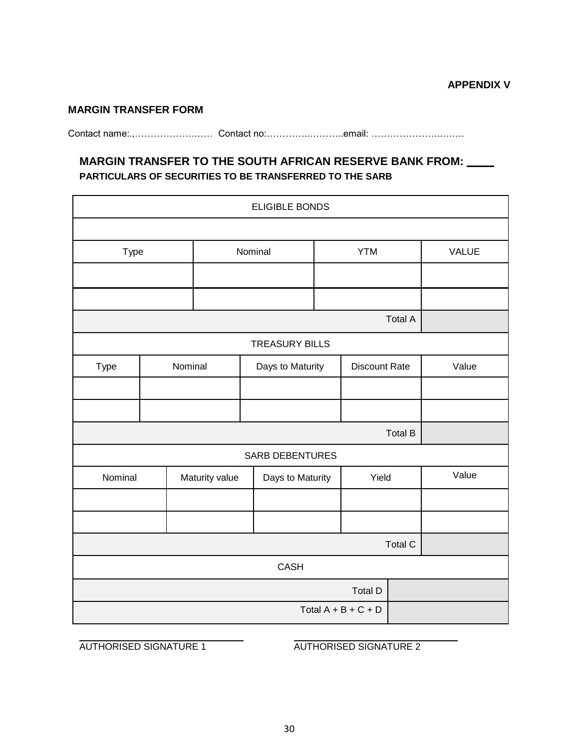**APPENDIX V**

**MARGIN TRANSFER FORM**

Contact name:.,…………………..…… Contact no:…………..………..email: ……………………..…….

## MARGIN TRANSFER TO THE SOUTH AFRICAN RESERVE BANK FROM: ____

**PARTICULARS OF SECURITIES TO BE TRANSFERRED TO THE SARB**

| ELIGIBLE BONDS | | | | |
|---|---|---|---|---|
| | | | | |
| Type | Nominal | YTM | | VALUE |
| | | | | |
| | | | | |
| | | | Total A | |
| TREASURY BILLS | | | | |
| Type | Nominal | Days to Maturity | Discount Rate | Value |
| | | | | |
| | | | | |
| | | | Total B | |
| SARB DEBENTURES | | | | |
| Nominal | Maturity value | Days to Maturity | Yield | Value |
| | | | | |
| | | | | |
| | | | Total C | |
| CASH | | | | |
| | | | Total D | |
| | | | Total A + B + C + D | |

AUTHORISED SIGNATURE 1

AUTHORISED SIGNATURE 2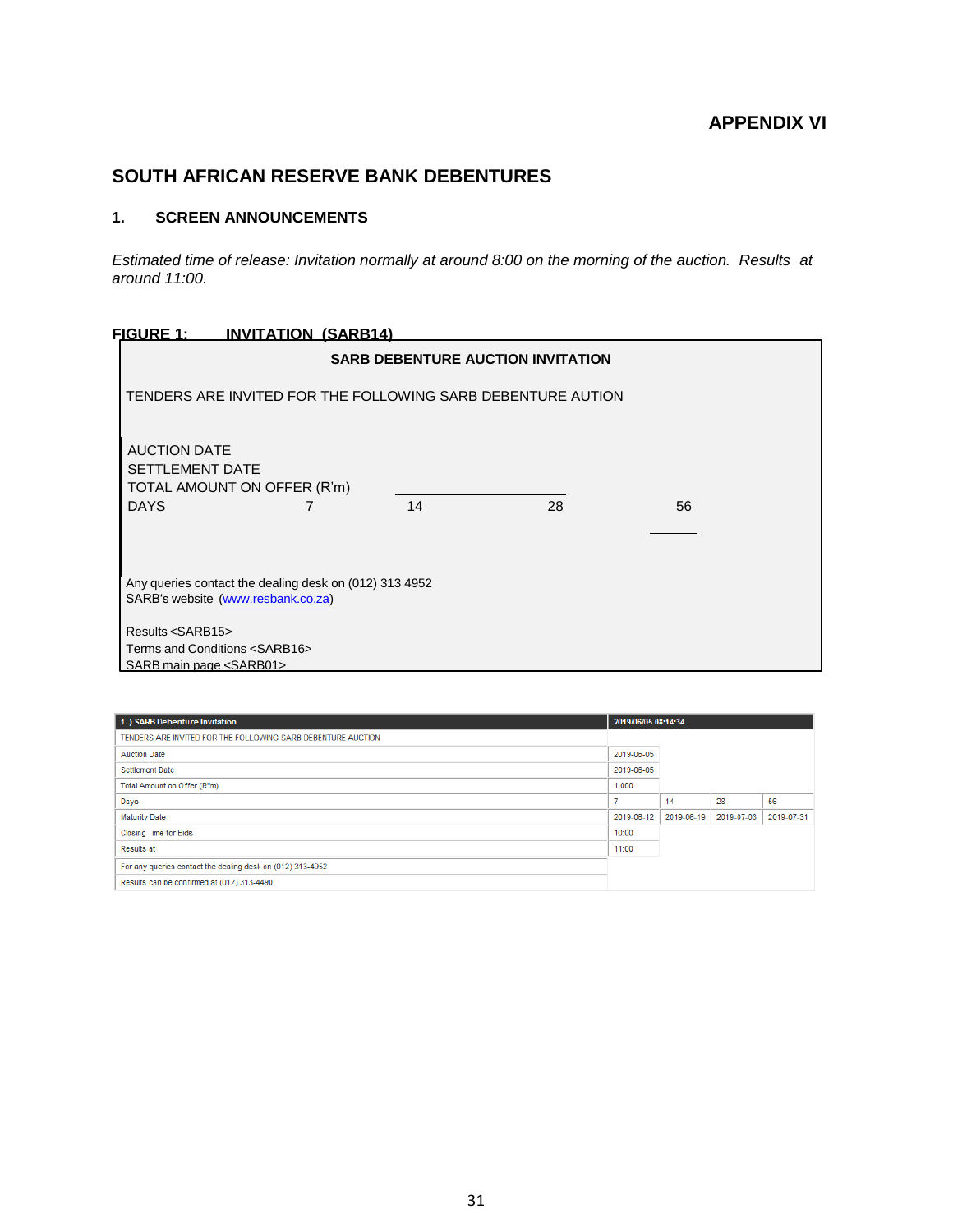**APPENDIX VI**

## SOUTH AFRICAN RESERVE BANK DEBENTURES

### 1. SCREEN ANNOUNCEMENTS

*Estimated time of release: Invitation normally at around 8:00 on the morning of the auction. Results at around 11:00.*

**FIGURE 1: INVITATION (SARB14)**

**SARB DEBENTURE AUCTION INVITATION**

TENDERS ARE INVITED FOR THE FOLLOWING SARB DEBENTURE AUTION

| | | | | |
|---|---|---|---|---|
| AUCTION DATE | | | | |
| SETTLEMENT DATE | | | | |
| TOTAL AMOUNT ON OFFER (R'm) | | | | |
| DAYS | 7 | 14 | 28 | 56 |

Any queries contact the dealing desk on (012) 313 4952
SARB's website (www.resbank.co.za)

Results <SARB15>
Terms and Conditions <SARB16>
SARB main page <SARB01>

| 1 .) SARB Debenture Invitation | 2019/06/05 08:14:34 | | | |
|---|---|---|---|---|
| TENDERS ARE INVITED FOR THE FOLLOWING SARB DEBENTURE AUCTION | | | | |
| Auction Date | 2019-06-05 | | | |
| Settlement Date | 2019-06-05 | | | |
| Total Amount on Offer (R"m) | 1,000 | | | |
| Days | 7 | 14 | 28 | 56 |
| Maturity Date | 2019-06-12 | 2019-06-19 | 2019-07-03 | 2019-07-31 |
| Closing Time for Bids | 10:00 | | | |
| Results at | 11:00 | | | |
| For any queries contact the dealing desk on (012) 313-4952 | | | | |
| Results can be confirmed at (012) 313-4490 | | | | |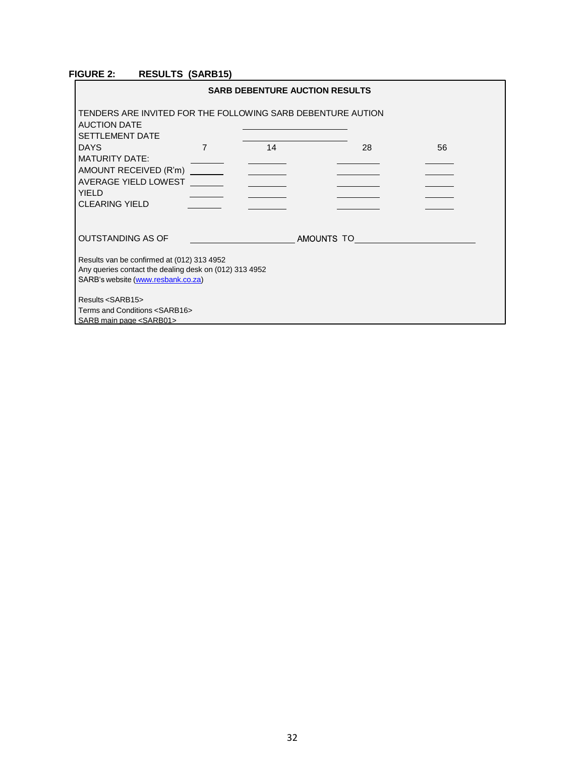**FIGURE 2: RESULTS (SARB15)**

**SARB DEBENTURE AUCTION RESULTS**

TENDERS ARE INVITED FOR THE FOLLOWING SARB DEBENTURE AUTION

AUCTION DATE \_\_\_\_\_\_\_\_\_\_\_\_\_\_\_\_\_\_\_\_

SETTLEMENT DATE \_\_\_\_\_\_\_\_\_\_\_\_\_\_\_\_\_\_\_\_

| DAYS | 7 | 14 | 28 | 56 |
|---|---|---|---|---|
| MATURITY DATE: | \_\_\_\_\_\_ | \_\_\_\_\_\_ | \_\_\_\_\_\_ | \_\_\_\_\_\_ |
| AMOUNT RECEIVED (R'm) | \_\_\_\_\_\_ | \_\_\_\_\_\_ | \_\_\_\_\_\_ | \_\_\_\_\_\_ |
| AVERAGE YIELD LOWEST | \_\_\_\_\_\_ | \_\_\_\_\_\_ | \_\_\_\_\_\_ | \_\_\_\_\_\_ |
| YIELD | \_\_\_\_\_\_ | \_\_\_\_\_\_ | \_\_\_\_\_\_ | \_\_\_\_\_\_ |
| CLEARING YIELD | \_\_\_\_\_\_ | \_\_\_\_\_\_ | \_\_\_\_\_\_ | \_\_\_\_\_\_ |

OUTSTANDING AS OF \_\_\_\_\_\_\_\_\_\_\_\_\_\_\_\_\_\_\_\_ AMOUNTS TO \_\_\_\_\_\_\_\_\_\_\_\_\_\_\_\_\_\_\_\_

Results van be confirmed at (012) 313 4952
Any queries contact the dealing desk on (012) 313 4952
SARB's website (www.resbank.co.za)

Results <SARB15>
Terms and Conditions <SARB16>
SARB main page <SARB01>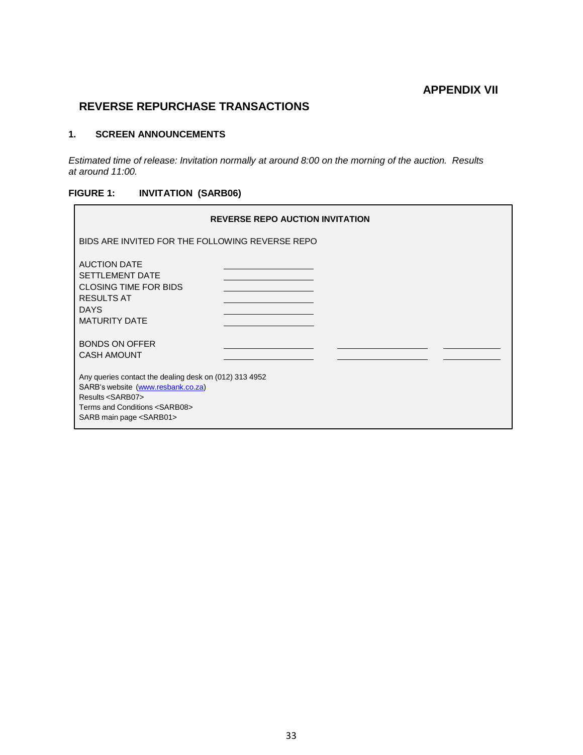**APPENDIX VII**

## REVERSE REPURCHASE TRANSACTIONS

### 1. SCREEN ANNOUNCEMENTS

*Estimated time of release: Invitation normally at around 8:00 on the morning of the auction. Results at around 11:00.*

**FIGURE 1: INVITATION (SARB06)**

**REVERSE REPO AUCTION INVITATION**

BIDS ARE INVITED FOR THE FOLLOWING REVERSE REPO

| | | | |
|---|---|---|---|
| AUCTION DATE | ____________ | | |
| SETTLEMENT DATE | ____________ | | |
| CLOSING TIME FOR BIDS | ____________ | | |
| RESULTS AT | ____________ | | |
| DAYS | ____________ | | |
| MATURITY DATE | ____________ | | |
| BONDS ON OFFER | ____________ | ____________ | ________ |
| CASH AMOUNT | ____________ | ____________ | ________ |

Any queries contact the dealing desk on (012) 313 4952
SARB's website (www.resbank.co.za)
Results <SARB07>
Terms and Conditions <SARB08>
SARB main page <SARB01>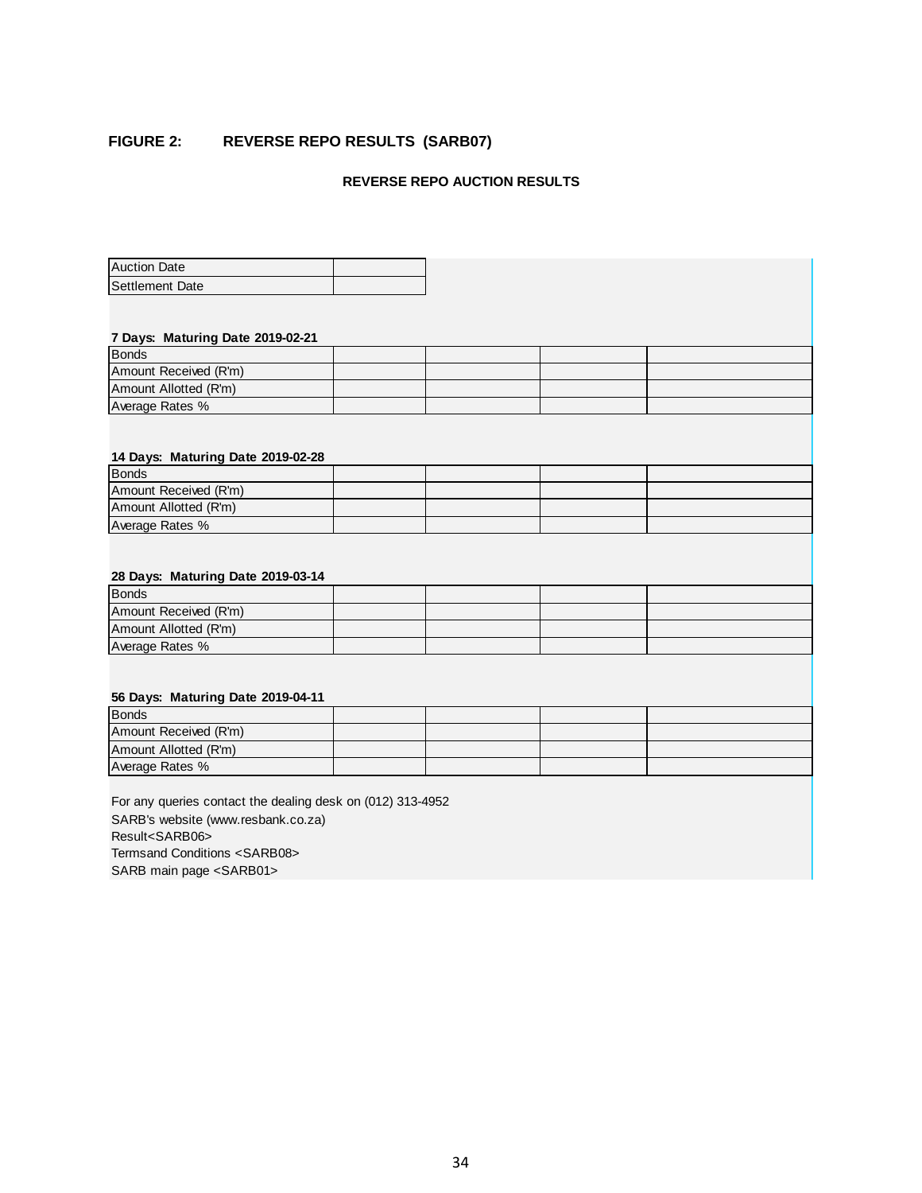**FIGURE 2: REVERSE REPO RESULTS (SARB07)**

**REVERSE REPO AUCTION RESULTS**

| Auction Date | |
|---|---|
| Settlement Date | |

**7 Days: Maturing Date 2019-02-21**

| Bonds | | | | |
|---|---|---|---|---|
| Amount Received (R'm) | | | | |
| Amount Allotted (R'm) | | | | |
| Average Rates % | | | | |

**14 Days: Maturing Date 2019-02-28**

| Bonds | | | | |
|---|---|---|---|---|
| Amount Received (R'm) | | | | |
| Amount Allotted (R'm) | | | | |
| Average Rates % | | | | |

**28 Days: Maturing Date 2019-03-14**

| Bonds | | | | |
|---|---|---|---|---|
| Amount Received (R'm) | | | | |
| Amount Allotted (R'm) | | | | |
| Average Rates % | | | | |

**56 Days: Maturing Date 2019-04-11**

| Bonds | | | | |
|---|---|---|---|---|
| Amount Received (R'm) | | | | |
| Amount Allotted (R'm) | | | | |
| Average Rates % | | | | |

For any queries contact the dealing desk on (012) 313-4952
SARB's website (www.resbank.co.za)
Result<SARB06>
Termsand Conditions <SARB08>
SARB main page <SARB01>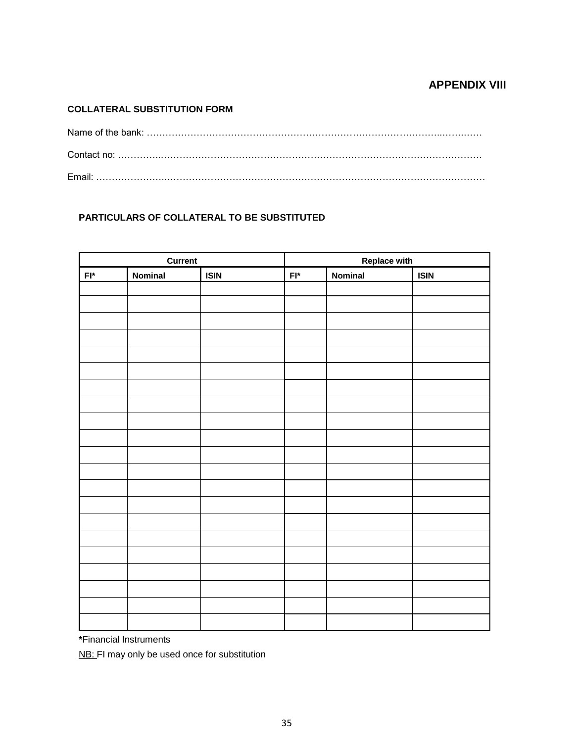# APPENDIX VIII

**COLLATERAL SUBSTITUTION FORM**

Name of the bank: ………………………………………………………………………………………..……..……

Contact no: …………..……………………………………………………………………………………………….

Email: …………………..……………………………………………………………………………………………

**PARTICULARS OF COLLATERAL TO BE SUBSTITUTED**

| Current | | | Replace with | | |
|---|---|---|---|---|---|
| **FI*** | **Nominal** | **ISIN** | **FI*** | **Nominal** | **ISIN** |
| | | | | | |
| | | | | | |
| | | | | | |
| | | | | | |
| | | | | | |
| | | | | | |
| | | | | | |
| | | | | | |
| | | | | | |
| | | | | | |
| | | | | | |
| | | | | | |
| | | | | | |
| | | | | | |
| | | | | | |
| | | | | | |
| | | | | | |
| | | | | | |
| | | | | | |
| | | | | | |
| | | | | | |

**\***Financial Instruments

NB: FI may only be used once for substitution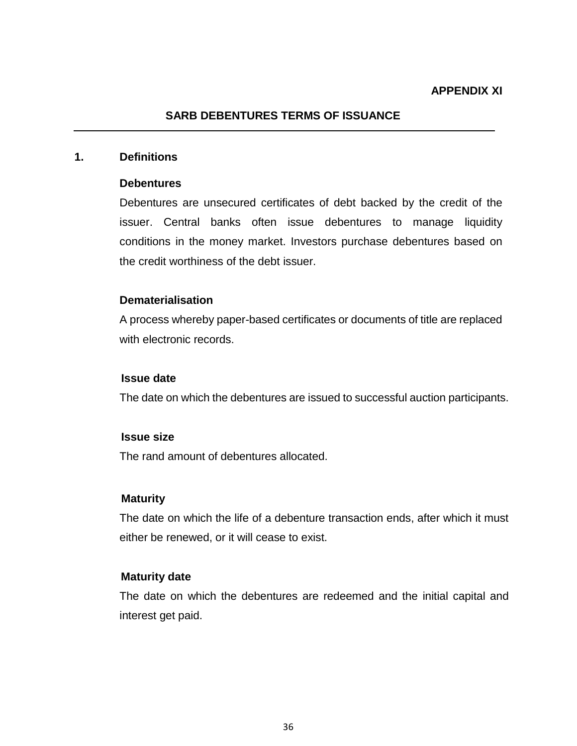**APPENDIX XI**

# SARB DEBENTURES TERMS OF ISSUANCE

## 1. Definitions

**Debentures**

Debentures are unsecured certificates of debt backed by the credit of the issuer. Central banks often issue debentures to manage liquidity conditions in the money market. Investors purchase debentures based on the credit worthiness of the debt issuer.

**Dematerialisation**

A process whereby paper-based certificates or documents of title are replaced with electronic records.

**Issue date**

The date on which the debentures are issued to successful auction participants.

**Issue size**

The rand amount of debentures allocated.

**Maturity**

The date on which the life of a debenture transaction ends, after which it must either be renewed, or it will cease to exist.

**Maturity date**

The date on which the debentures are redeemed and the initial capital and interest get paid.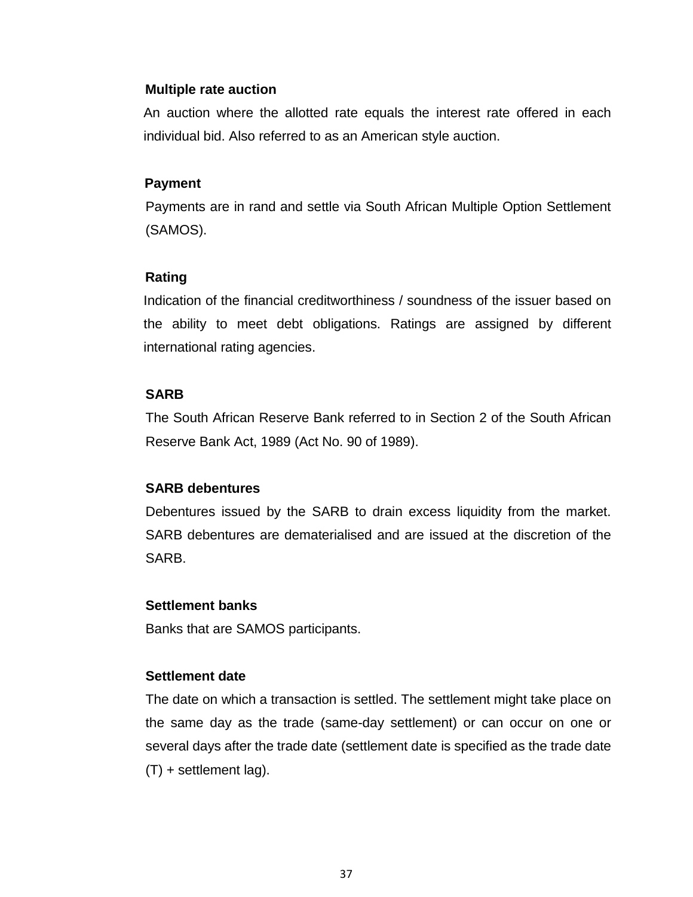**Multiple rate auction**

An auction where the allotted rate equals the interest rate offered in each individual bid. Also referred to as an American style auction.

**Payment**

Payments are in rand and settle via South African Multiple Option Settlement (SAMOS).

**Rating**

Indication of the financial creditworthiness / soundness of the issuer based on the ability to meet debt obligations. Ratings are assigned by different international rating agencies.

**SARB**

The South African Reserve Bank referred to in Section 2 of the South African Reserve Bank Act, 1989 (Act No. 90 of 1989).

**SARB debentures**

Debentures issued by the SARB to drain excess liquidity from the market. SARB debentures are dematerialised and are issued at the discretion of the SARB.

**Settlement banks**

Banks that are SAMOS participants.

**Settlement date**

The date on which a transaction is settled. The settlement might take place on the same day as the trade (same-day settlement) or can occur on one or several days after the trade date (settlement date is specified as the trade date (T) + settlement lag).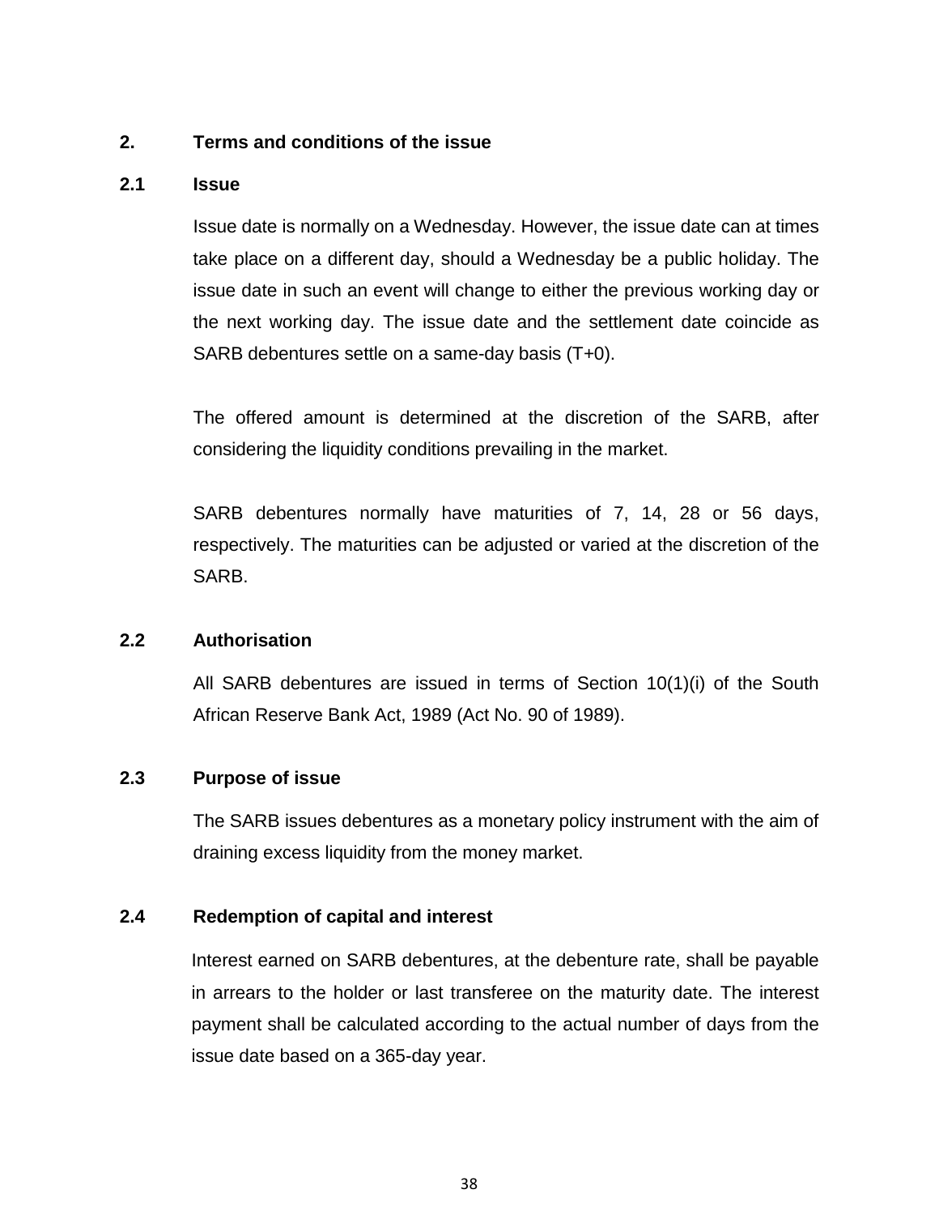## 2. Terms and conditions of the issue

### 2.1 Issue

Issue date is normally on a Wednesday. However, the issue date can at times take place on a different day, should a Wednesday be a public holiday. The issue date in such an event will change to either the previous working day or the next working day. The issue date and the settlement date coincide as SARB debentures settle on a same-day basis (T+0).

The offered amount is determined at the discretion of the SARB, after considering the liquidity conditions prevailing in the market.

SARB debentures normally have maturities of 7, 14, 28 or 56 days, respectively. The maturities can be adjusted or varied at the discretion of the SARB.

### 2.2 Authorisation

All SARB debentures are issued in terms of Section 10(1)(i) of the South African Reserve Bank Act, 1989 (Act No. 90 of 1989).

### 2.3 Purpose of issue

The SARB issues debentures as a monetary policy instrument with the aim of draining excess liquidity from the money market.

### 2.4 Redemption of capital and interest

Interest earned on SARB debentures, at the debenture rate, shall be payable in arrears to the holder or last transferee on the maturity date. The interest payment shall be calculated according to the actual number of days from the issue date based on a 365-day year.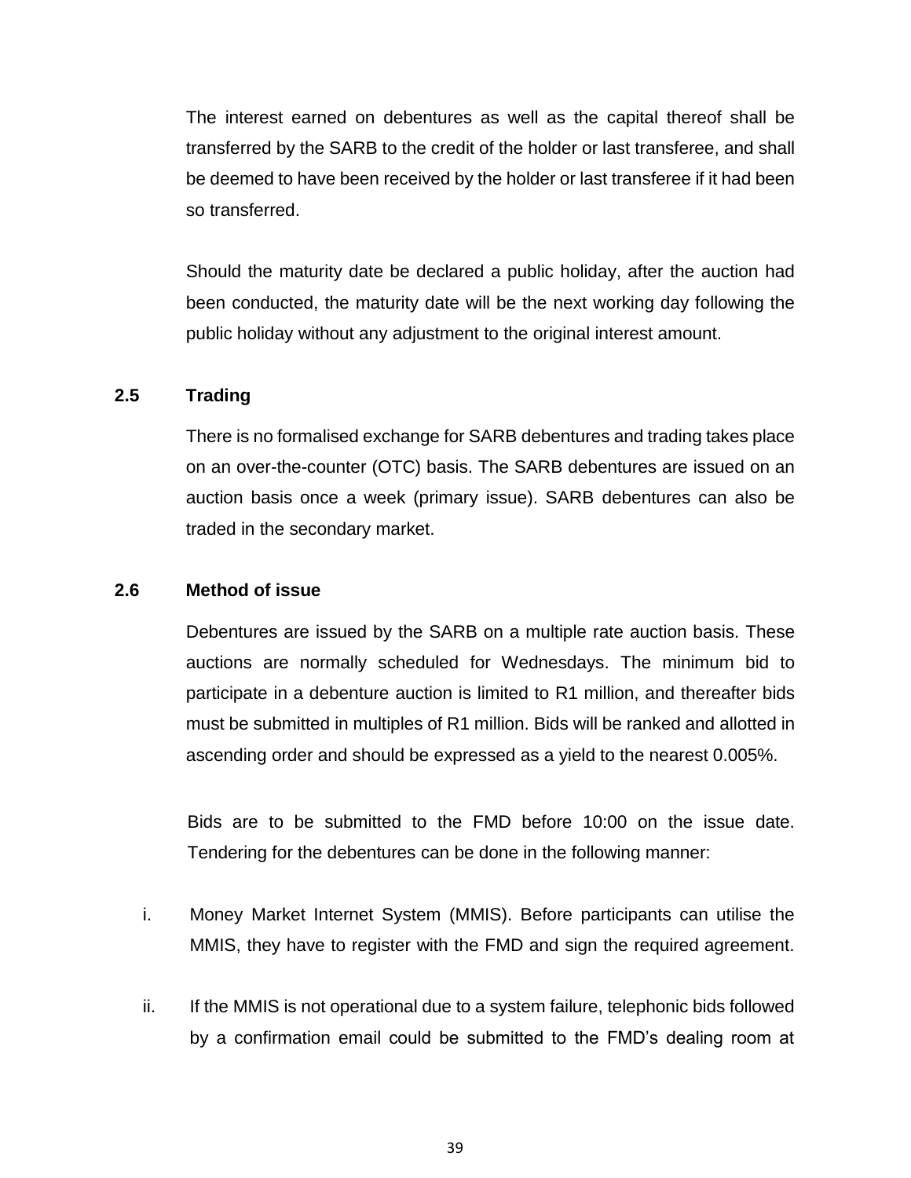The interest earned on debentures as well as the capital thereof shall be transferred by the SARB to the credit of the holder or last transferee, and shall be deemed to have been received by the holder or last transferee if it had been so transferred.

Should the maturity date be declared a public holiday, after the auction had been conducted, the maturity date will be the next working day following the public holiday without any adjustment to the original interest amount.

### 2.5 Trading

There is no formalised exchange for SARB debentures and trading takes place on an over-the-counter (OTC) basis. The SARB debentures are issued on an auction basis once a week (primary issue). SARB debentures can also be traded in the secondary market.

### 2.6 Method of issue

Debentures are issued by the SARB on a multiple rate auction basis. These auctions are normally scheduled for Wednesdays. The minimum bid to participate in a debenture auction is limited to R1 million, and thereafter bids must be submitted in multiples of R1 million. Bids will be ranked and allotted in ascending order and should be expressed as a yield to the nearest 0.005%.

Bids are to be submitted to the FMD before 10:00 on the issue date. Tendering for the debentures can be done in the following manner:

i. Money Market Internet System (MMIS). Before participants can utilise the MMIS, they have to register with the FMD and sign the required agreement.

ii. If the MMIS is not operational due to a system failure, telephonic bids followed by a confirmation email could be submitted to the FMD's dealing room at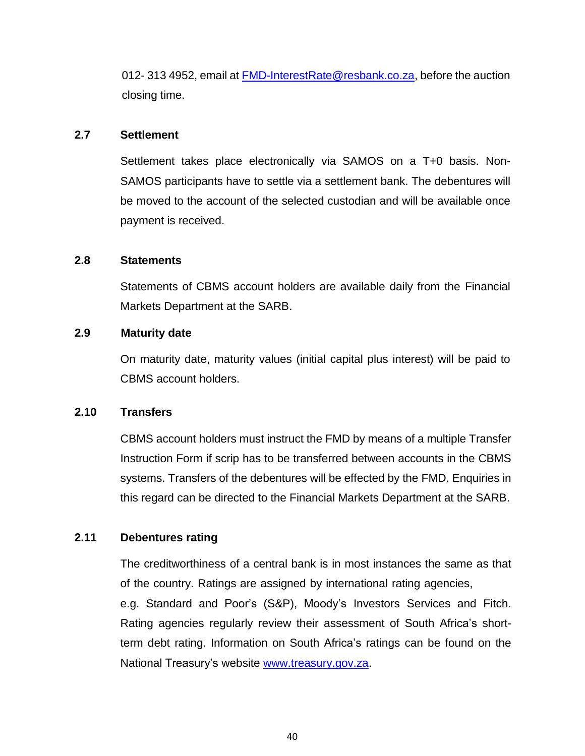012- 313 4952, email at FMD-InterestRate@resbank.co.za, before the auction closing time.

### 2.7 Settlement

Settlement takes place electronically via SAMOS on a T+0 basis. Non-SAMOS participants have to settle via a settlement bank. The debentures will be moved to the account of the selected custodian and will be available once payment is received.

### 2.8 Statements

Statements of CBMS account holders are available daily from the Financial Markets Department at the SARB.

### 2.9 Maturity date

On maturity date, maturity values (initial capital plus interest) will be paid to CBMS account holders.

### 2.10 Transfers

CBMS account holders must instruct the FMD by means of a multiple Transfer Instruction Form if scrip has to be transferred between accounts in the CBMS systems. Transfers of the debentures will be effected by the FMD. Enquiries in this regard can be directed to the Financial Markets Department at the SARB.

### 2.11 Debentures rating

The creditworthiness of a central bank is in most instances the same as that of the country. Ratings are assigned by international rating agencies, e.g. Standard and Poor's (S&P), Moody's Investors Services and Fitch. Rating agencies regularly review their assessment of South Africa's short-term debt rating. Information on South Africa's ratings can be found on the National Treasury's website www.treasury.gov.za.